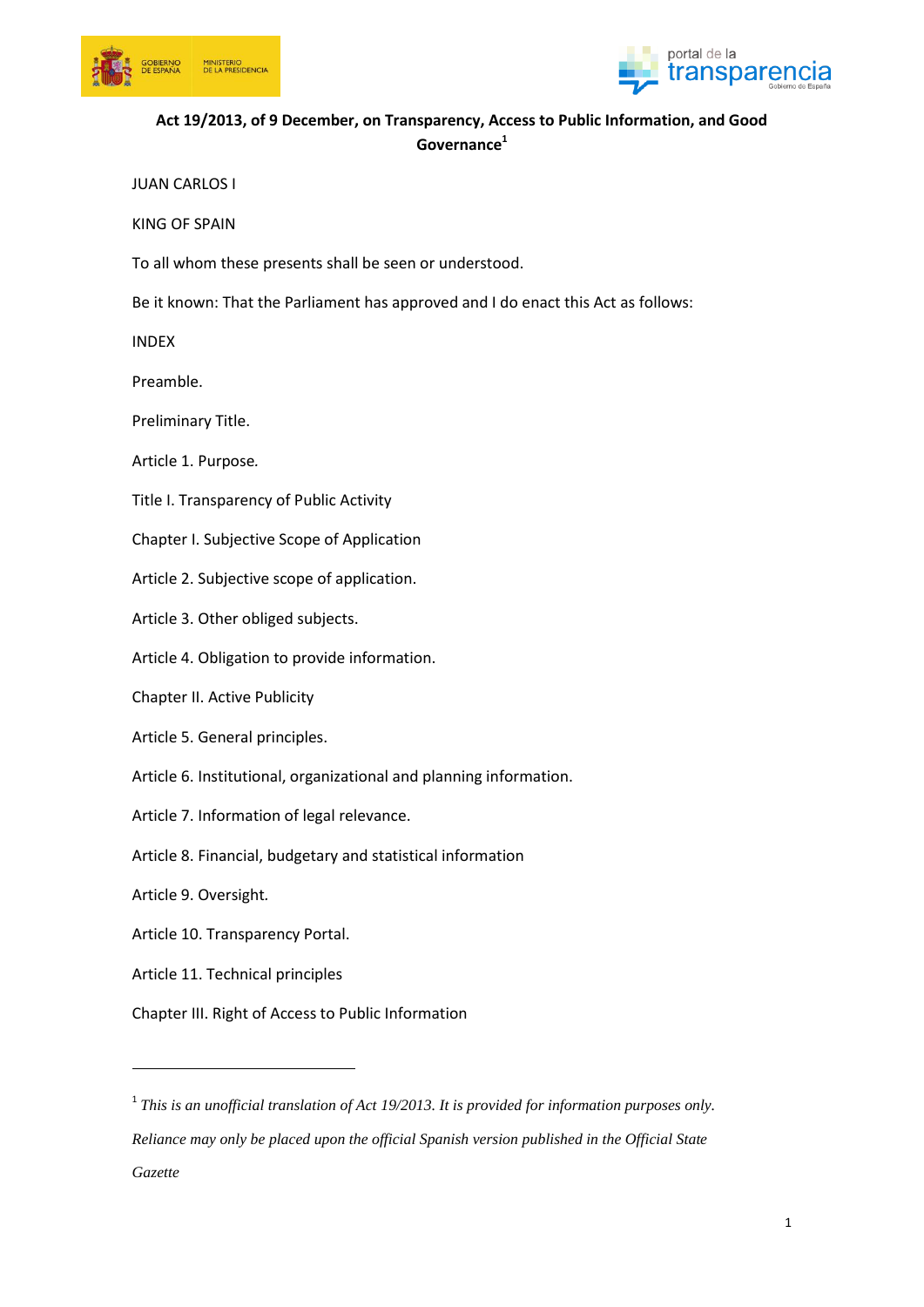# Act 19/2013, of 9 December, on Transparency, Access to Public Information, and Good Governance[1]

JUAN CARLOS I

KING OF SPAIN

To all whom these presents shall be seen or understood.

Be it known: That the Parliament has approved and I do enact this Act as follows:

INDEX

Preamble.

Preliminary Title.

Article 1. Purpose.

Title I. Transparency of Public Activity

Chapter I. Subjective Scope of Application

Article 2. Subjective scope of application.

Article 3. Other obliged subjects.

Article 4. Obligation to provide information.

Chapter II. Active Publicity

Article 5. General principles.

Article 6. Institutional, organizational and planning information.

Article 7. Information of legal relevance.

Article 8. Financial, budgetary and statistical information

Article 9. Oversight.

Article 10. Transparency Portal.

Article 11. Technical principles

Chapter III. Right of Access to Public Information

---

[1] *This is an unofficial translation of Act 19/2013. It is provided for information purposes only. Reliance may only be placed upon the official Spanish version published in the Official State Gazette*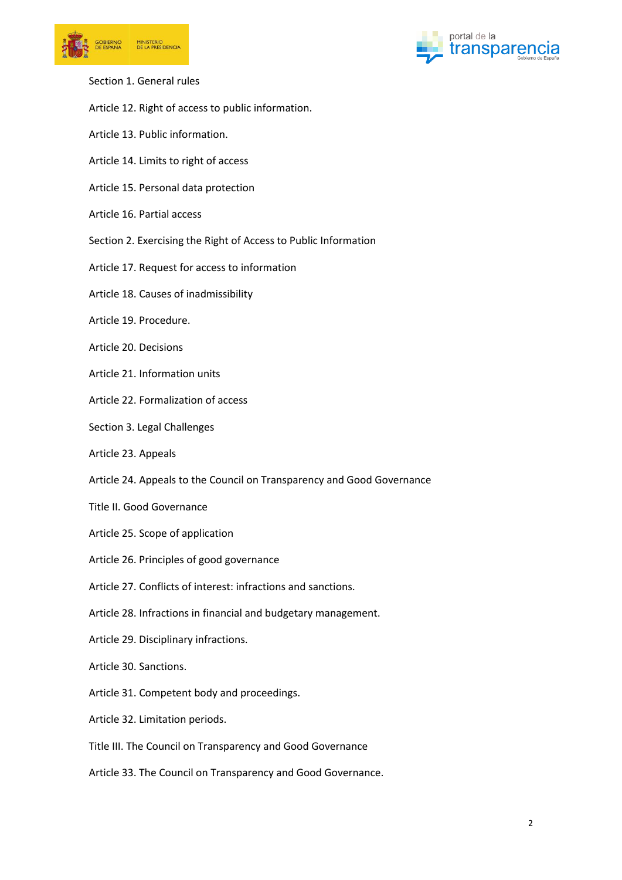Section 1. General rules

Article 12. Right of access to public information.

Article 13. Public information.

Article 14. Limits to right of access

Article 15. Personal data protection

Article 16. Partial access

Section 2. Exercising the Right of Access to Public Information

Article 17. Request for access to information

Article 18. Causes of inadmissibility

Article 19. Procedure.

Article 20. Decisions

Article 21. Information units

Article 22. Formalization of access

Section 3. Legal Challenges

Article 23. Appeals

Article 24. Appeals to the Council on Transparency and Good Governance

Title II. Good Governance

Article 25. Scope of application

Article 26. Principles of good governance

Article 27. Conflicts of interest: infractions and sanctions.

Article 28. Infractions in financial and budgetary management.

Article 29. Disciplinary infractions.

Article 30. Sanctions.

Article 31. Competent body and proceedings.

Article 32. Limitation periods.

Title III. The Council on Transparency and Good Governance

Article 33. The Council on Transparency and Good Governance.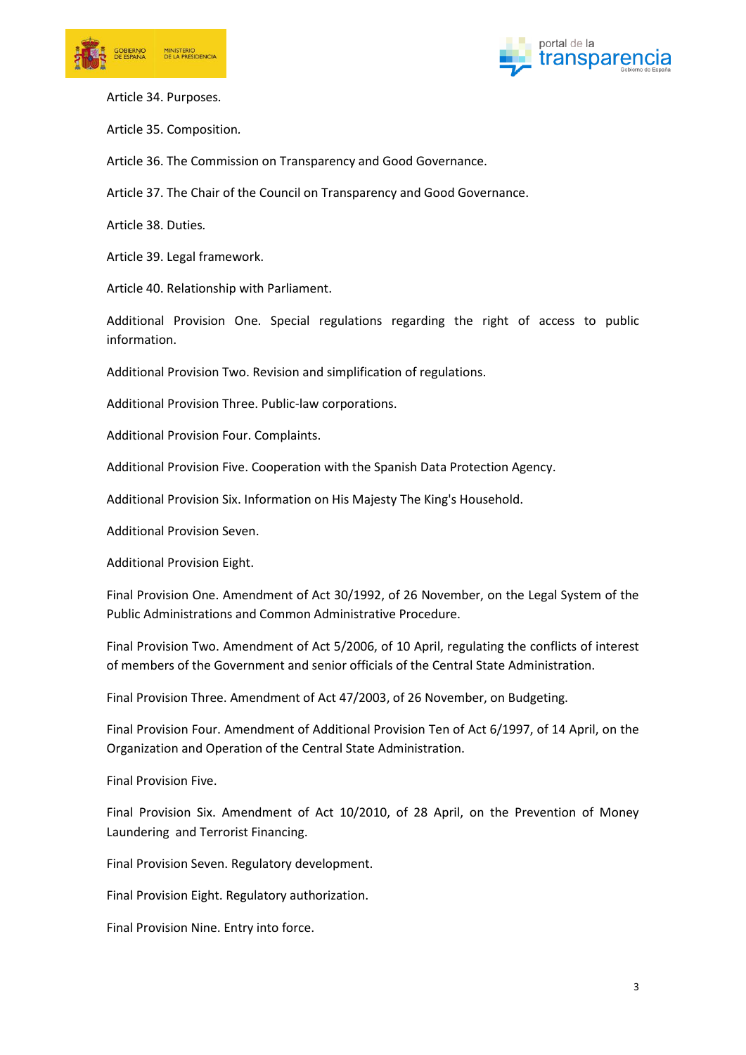Article 34. Purposes.

Article 35. Composition.

Article 36. The Commission on Transparency and Good Governance.

Article 37. The Chair of the Council on Transparency and Good Governance.

Article 38. Duties.

Article 39. Legal framework.

Article 40. Relationship with Parliament.

Additional Provision One. Special regulations regarding the right of access to public information.

Additional Provision Two. Revision and simplification of regulations.

Additional Provision Three. Public-law corporations.

Additional Provision Four. Complaints.

Additional Provision Five. Cooperation with the Spanish Data Protection Agency.

Additional Provision Six. Information on His Majesty The King's Household.

Additional Provision Seven.

Additional Provision Eight.

Final Provision One. Amendment of Act 30/1992, of 26 November, on the Legal System of the Public Administrations and Common Administrative Procedure.

Final Provision Two. Amendment of Act 5/2006, of 10 April, regulating the conflicts of interest of members of the Government and senior officials of the Central State Administration.

Final Provision Three. Amendment of Act 47/2003, of 26 November, on Budgeting.

Final Provision Four. Amendment of Additional Provision Ten of Act 6/1997, of 14 April, on the Organization and Operation of the Central State Administration.

Final Provision Five.

Final Provision Six. Amendment of Act 10/2010, of 28 April, on the Prevention of Money Laundering and Terrorist Financing.

Final Provision Seven. Regulatory development.

Final Provision Eight. Regulatory authorization.

Final Provision Nine. Entry into force.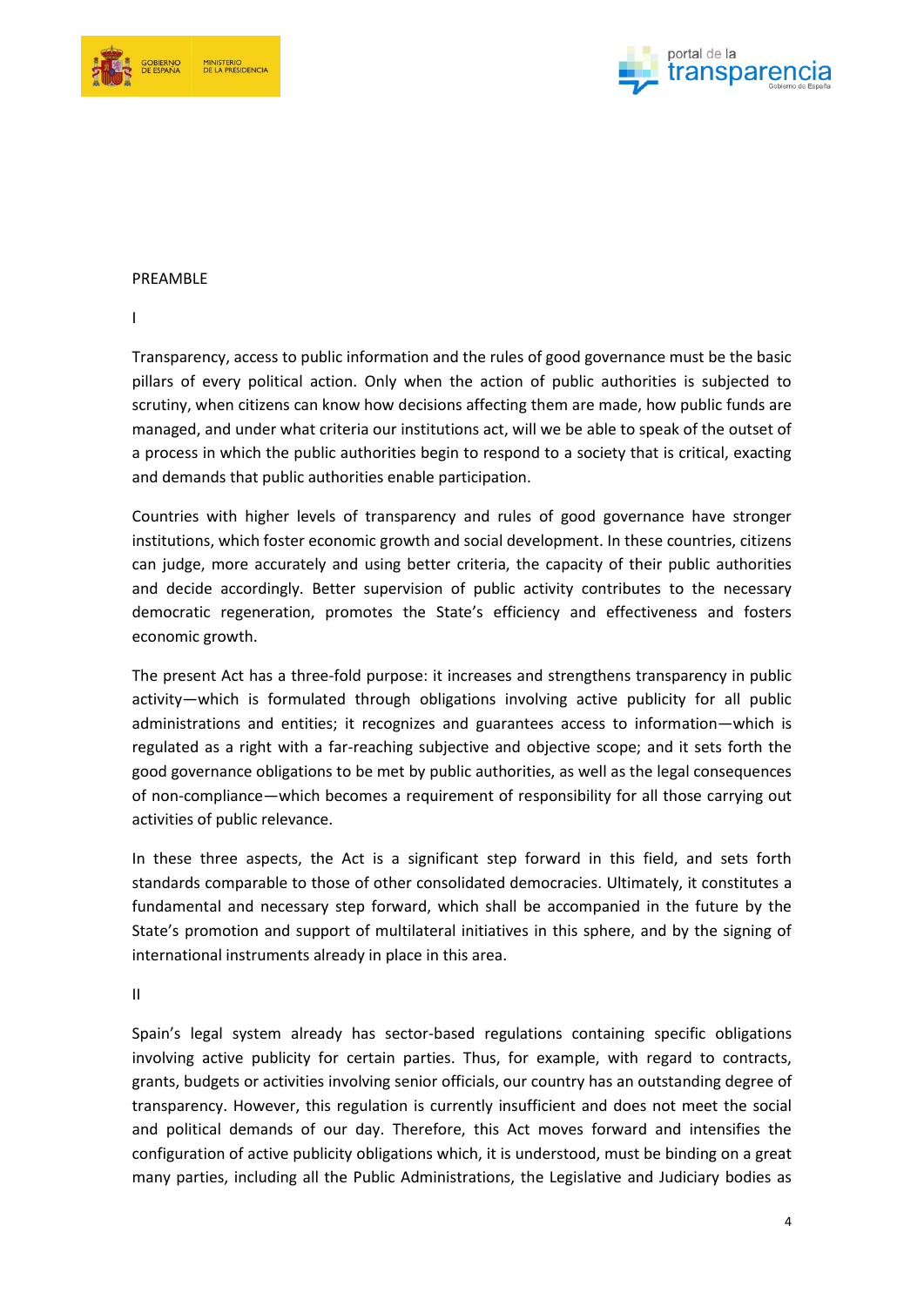## PREAMBLE

### I

Transparency, access to public information and the rules of good governance must be the basic pillars of every political action. Only when the action of public authorities is subjected to scrutiny, when citizens can know how decisions affecting them are made, how public funds are managed, and under what criteria our institutions act, will we be able to speak of the outset of a process in which the public authorities begin to respond to a society that is critical, exacting and demands that public authorities enable participation.

Countries with higher levels of transparency and rules of good governance have stronger institutions, which foster economic growth and social development. In these countries, citizens can judge, more accurately and using better criteria, the capacity of their public authorities and decide accordingly. Better supervision of public activity contributes to the necessary democratic regeneration, promotes the State's efficiency and effectiveness and fosters economic growth.

The present Act has a three-fold purpose: it increases and strengthens transparency in public activity—which is formulated through obligations involving active publicity for all public administrations and entities; it recognizes and guarantees access to information—which is regulated as a right with a far-reaching subjective and objective scope; and it sets forth the good governance obligations to be met by public authorities, as well as the legal consequences of non-compliance—which becomes a requirement of responsibility for all those carrying out activities of public relevance.

In these three aspects, the Act is a significant step forward in this field, and sets forth standards comparable to those of other consolidated democracies. Ultimately, it constitutes a fundamental and necessary step forward, which shall be accompanied in the future by the State's promotion and support of multilateral initiatives in this sphere, and by the signing of international instruments already in place in this area.

### II

Spain's legal system already has sector-based regulations containing specific obligations involving active publicity for certain parties. Thus, for example, with regard to contracts, grants, budgets or activities involving senior officials, our country has an outstanding degree of transparency. However, this regulation is currently insufficient and does not meet the social and political demands of our day. Therefore, this Act moves forward and intensifies the configuration of active publicity obligations which, it is understood, must be binding on a great many parties, including all the Public Administrations, the Legislative and Judiciary bodies as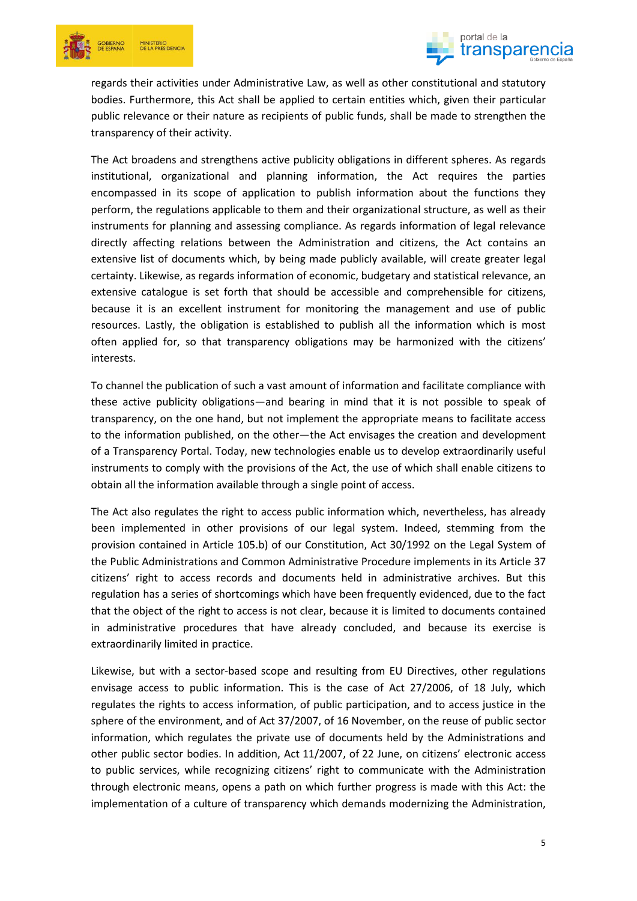regards their activities under Administrative Law, as well as other constitutional and statutory bodies. Furthermore, this Act shall be applied to certain entities which, given their particular public relevance or their nature as recipients of public funds, shall be made to strengthen the transparency of their activity.

The Act broadens and strengthens active publicity obligations in different spheres. As regards institutional, organizational and planning information, the Act requires the parties encompassed in its scope of application to publish information about the functions they perform, the regulations applicable to them and their organizational structure, as well as their instruments for planning and assessing compliance. As regards information of legal relevance directly affecting relations between the Administration and citizens, the Act contains an extensive list of documents which, by being made publicly available, will create greater legal certainty. Likewise, as regards information of economic, budgetary and statistical relevance, an extensive catalogue is set forth that should be accessible and comprehensible for citizens, because it is an excellent instrument for monitoring the management and use of public resources. Lastly, the obligation is established to publish all the information which is most often applied for, so that transparency obligations may be harmonized with the citizens' interests.

To channel the publication of such a vast amount of information and facilitate compliance with these active publicity obligations—and bearing in mind that it is not possible to speak of transparency, on the one hand, but not implement the appropriate means to facilitate access to the information published, on the other—the Act envisages the creation and development of a Transparency Portal. Today, new technologies enable us to develop extraordinarily useful instruments to comply with the provisions of the Act, the use of which shall enable citizens to obtain all the information available through a single point of access.

The Act also regulates the right to access public information which, nevertheless, has already been implemented in other provisions of our legal system. Indeed, stemming from the provision contained in Article 105.b) of our Constitution, Act 30/1992 on the Legal System of the Public Administrations and Common Administrative Procedure implements in its Article 37 citizens' right to access records and documents held in administrative archives. But this regulation has a series of shortcomings which have been frequently evidenced, due to the fact that the object of the right to access is not clear, because it is limited to documents contained in administrative procedures that have already concluded, and because its exercise is extraordinarily limited in practice.

Likewise, but with a sector-based scope and resulting from EU Directives, other regulations envisage access to public information. This is the case of Act 27/2006, of 18 July, which regulates the rights to access information, of public participation, and to access justice in the sphere of the environment, and of Act 37/2007, of 16 November, on the reuse of public sector information, which regulates the private use of documents held by the Administrations and other public sector bodies. In addition, Act 11/2007, of 22 June, on citizens' electronic access to public services, while recognizing citizens' right to communicate with the Administration through electronic means, opens a path on which further progress is made with this Act: the implementation of a culture of transparency which demands modernizing the Administration,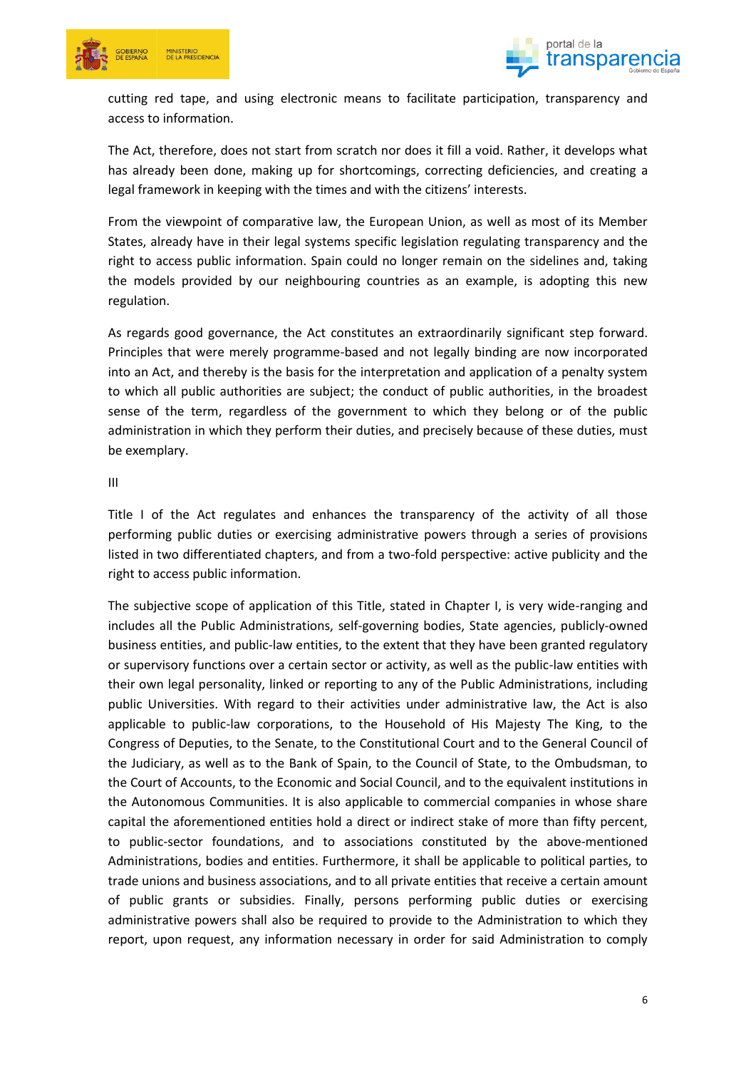cutting red tape, and using electronic means to facilitate participation, transparency and access to information.

The Act, therefore, does not start from scratch nor does it fill a void. Rather, it develops what has already been done, making up for shortcomings, correcting deficiencies, and creating a legal framework in keeping with the times and with the citizens' interests.

From the viewpoint of comparative law, the European Union, as well as most of its Member States, already have in their legal systems specific legislation regulating transparency and the right to access public information. Spain could no longer remain on the sidelines and, taking the models provided by our neighbouring countries as an example, is adopting this new regulation.

As regards good governance, the Act constitutes an extraordinarily significant step forward. Principles that were merely programme-based and not legally binding are now incorporated into an Act, and thereby is the basis for the interpretation and application of a penalty system to which all public authorities are subject; the conduct of public authorities, in the broadest sense of the term, regardless of the government to which they belong or of the public administration in which they perform their duties, and precisely because of these duties, must be exemplary.

III

Title I of the Act regulates and enhances the transparency of the activity of all those performing public duties or exercising administrative powers through a series of provisions listed in two differentiated chapters, and from a two-fold perspective: active publicity and the right to access public information.

The subjective scope of application of this Title, stated in Chapter I, is very wide-ranging and includes all the Public Administrations, self-governing bodies, State agencies, publicly-owned business entities, and public-law entities, to the extent that they have been granted regulatory or supervisory functions over a certain sector or activity, as well as the public-law entities with their own legal personality, linked or reporting to any of the Public Administrations, including public Universities. With regard to their activities under administrative law, the Act is also applicable to public-law corporations, to the Household of His Majesty The King, to the Congress of Deputies, to the Senate, to the Constitutional Court and to the General Council of the Judiciary, as well as to the Bank of Spain, to the Council of State, to the Ombudsman, to the Court of Accounts, to the Economic and Social Council, and to the equivalent institutions in the Autonomous Communities. It is also applicable to commercial companies in whose share capital the aforementioned entities hold a direct or indirect stake of more than fifty percent, to public-sector foundations, and to associations constituted by the above-mentioned Administrations, bodies and entities. Furthermore, it shall be applicable to political parties, to trade unions and business associations, and to all private entities that receive a certain amount of public grants or subsidies. Finally, persons performing public duties or exercising administrative powers shall also be required to provide to the Administration to which they report, upon request, any information necessary in order for said Administration to comply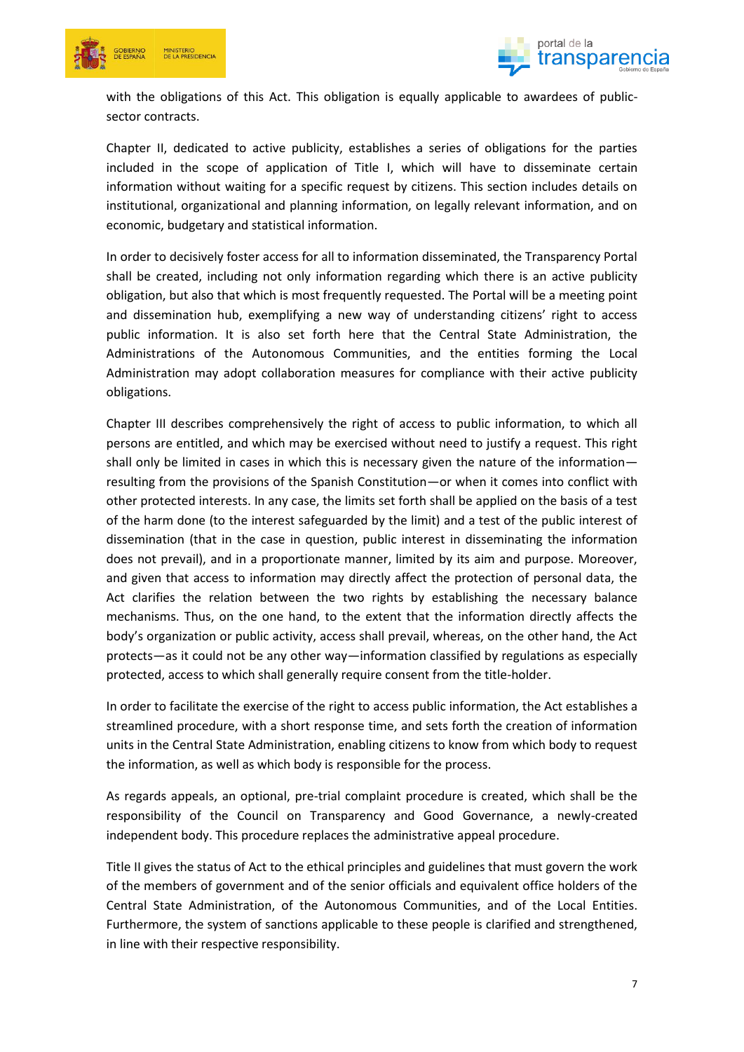with the obligations of this Act. This obligation is equally applicable to awardees of public-sector contracts.

Chapter II, dedicated to active publicity, establishes a series of obligations for the parties included in the scope of application of Title I, which will have to disseminate certain information without waiting for a specific request by citizens. This section includes details on institutional, organizational and planning information, on legally relevant information, and on economic, budgetary and statistical information.

In order to decisively foster access for all to information disseminated, the Transparency Portal shall be created, including not only information regarding which there is an active publicity obligation, but also that which is most frequently requested. The Portal will be a meeting point and dissemination hub, exemplifying a new way of understanding citizens' right to access public information. It is also set forth here that the Central State Administration, the Administrations of the Autonomous Communities, and the entities forming the Local Administration may adopt collaboration measures for compliance with their active publicity obligations.

Chapter III describes comprehensively the right of access to public information, to which all persons are entitled, and which may be exercised without need to justify a request. This right shall only be limited in cases in which this is necessary given the nature of the information—resulting from the provisions of the Spanish Constitution—or when it comes into conflict with other protected interests. In any case, the limits set forth shall be applied on the basis of a test of the harm done (to the interest safeguarded by the limit) and a test of the public interest of dissemination (that in the case in question, public interest in disseminating the information does not prevail), and in a proportionate manner, limited by its aim and purpose. Moreover, and given that access to information may directly affect the protection of personal data, the Act clarifies the relation between the two rights by establishing the necessary balance mechanisms. Thus, on the one hand, to the extent that the information directly affects the body's organization or public activity, access shall prevail, whereas, on the other hand, the Act protects—as it could not be any other way—information classified by regulations as especially protected, access to which shall generally require consent from the title-holder.

In order to facilitate the exercise of the right to access public information, the Act establishes a streamlined procedure, with a short response time, and sets forth the creation of information units in the Central State Administration, enabling citizens to know from which body to request the information, as well as which body is responsible for the process.

As regards appeals, an optional, pre-trial complaint procedure is created, which shall be the responsibility of the Council on Transparency and Good Governance, a newly-created independent body. This procedure replaces the administrative appeal procedure.

Title II gives the status of Act to the ethical principles and guidelines that must govern the work of the members of government and of the senior officials and equivalent office holders of the Central State Administration, of the Autonomous Communities, and of the Local Entities. Furthermore, the system of sanctions applicable to these people is clarified and strengthened, in line with their respective responsibility.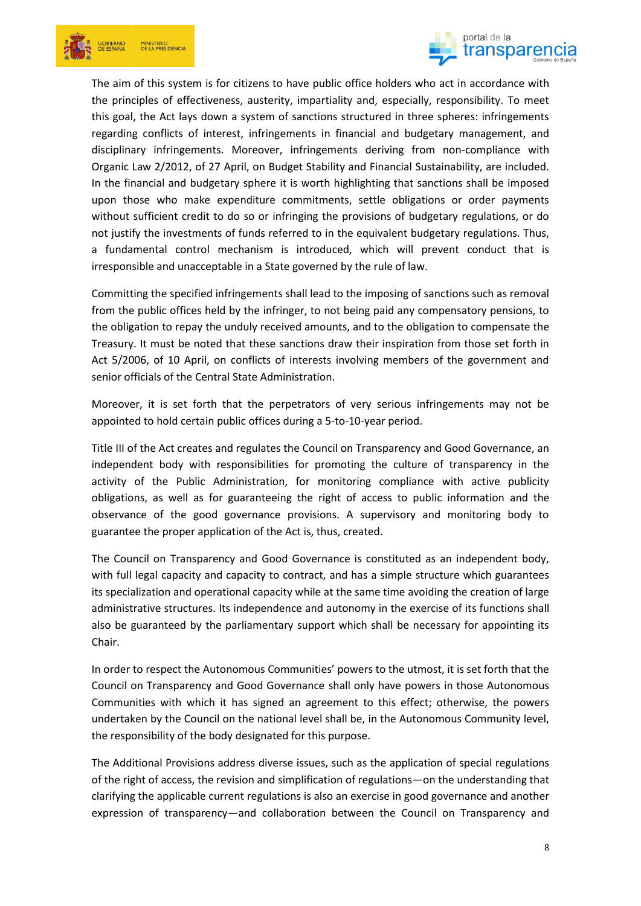The aim of this system is for citizens to have public office holders who act in accordance with the principles of effectiveness, austerity, impartiality and, especially, responsibility. To meet this goal, the Act lays down a system of sanctions structured in three spheres: infringements regarding conflicts of interest, infringements in financial and budgetary management, and disciplinary infringements. Moreover, infringements deriving from non-compliance with Organic Law 2/2012, of 27 April, on Budget Stability and Financial Sustainability, are included. In the financial and budgetary sphere it is worth highlighting that sanctions shall be imposed upon those who make expenditure commitments, settle obligations or order payments without sufficient credit to do so or infringing the provisions of budgetary regulations, or do not justify the investments of funds referred to in the equivalent budgetary regulations. Thus, a fundamental control mechanism is introduced, which will prevent conduct that is irresponsible and unacceptable in a State governed by the rule of law.

Committing the specified infringements shall lead to the imposing of sanctions such as removal from the public offices held by the infringer, to not being paid any compensatory pensions, to the obligation to repay the unduly received amounts, and to the obligation to compensate the Treasury. It must be noted that these sanctions draw their inspiration from those set forth in Act 5/2006, of 10 April, on conflicts of interests involving members of the government and senior officials of the Central State Administration.

Moreover, it is set forth that the perpetrators of very serious infringements may not be appointed to hold certain public offices during a 5-to-10-year period.

Title III of the Act creates and regulates the Council on Transparency and Good Governance, an independent body with responsibilities for promoting the culture of transparency in the activity of the Public Administration, for monitoring compliance with active publicity obligations, as well as for guaranteeing the right of access to public information and the observance of the good governance provisions. A supervisory and monitoring body to guarantee the proper application of the Act is, thus, created.

The Council on Transparency and Good Governance is constituted as an independent body, with full legal capacity and capacity to contract, and has a simple structure which guarantees its specialization and operational capacity while at the same time avoiding the creation of large administrative structures. Its independence and autonomy in the exercise of its functions shall also be guaranteed by the parliamentary support which shall be necessary for appointing its Chair.

In order to respect the Autonomous Communities' powers to the utmost, it is set forth that the Council on Transparency and Good Governance shall only have powers in those Autonomous Communities with which it has signed an agreement to this effect; otherwise, the powers undertaken by the Council on the national level shall be, in the Autonomous Community level, the responsibility of the body designated for this purpose.

The Additional Provisions address diverse issues, such as the application of special regulations of the right of access, the revision and simplification of regulations—on the understanding that clarifying the applicable current regulations is also an exercise in good governance and another expression of transparency—and collaboration between the Council on Transparency and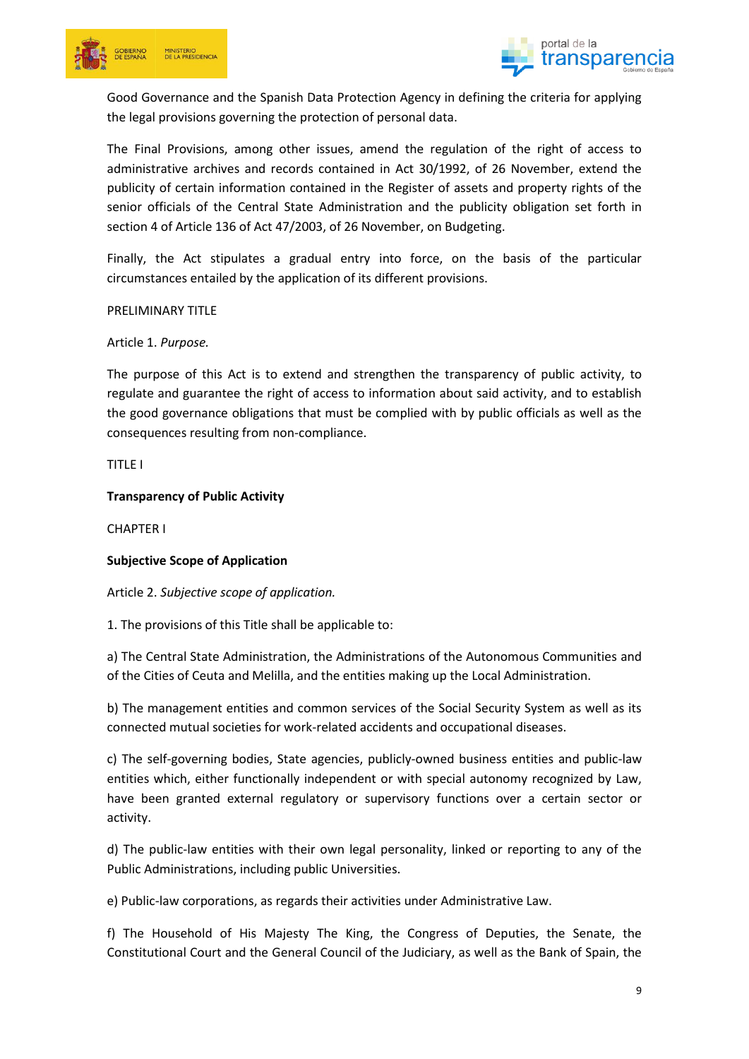Good Governance and the Spanish Data Protection Agency in defining the criteria for applying the legal provisions governing the protection of personal data.

The Final Provisions, among other issues, amend the regulation of the right of access to administrative archives and records contained in Act 30/1992, of 26 November, extend the publicity of certain information contained in the Register of assets and property rights of the senior officials of the Central State Administration and the publicity obligation set forth in section 4 of Article 136 of Act 47/2003, of 26 November, on Budgeting.

Finally, the Act stipulates a gradual entry into force, on the basis of the particular circumstances entailed by the application of its different provisions.

PRELIMINARY TITLE

Article 1. *Purpose.*

The purpose of this Act is to extend and strengthen the transparency of public activity, to regulate and guarantee the right of access to information about said activity, and to establish the good governance obligations that must be complied with by public officials as well as the consequences resulting from non-compliance.

TITLE I

**Transparency of Public Activity**

CHAPTER I

**Subjective Scope of Application**

Article 2. *Subjective scope of application.*

1. The provisions of this Title shall be applicable to:

a) The Central State Administration, the Administrations of the Autonomous Communities and of the Cities of Ceuta and Melilla, and the entities making up the Local Administration.

b) The management entities and common services of the Social Security System as well as its connected mutual societies for work-related accidents and occupational diseases.

c) The self-governing bodies, State agencies, publicly-owned business entities and public-law entities which, either functionally independent or with special autonomy recognized by Law, have been granted external regulatory or supervisory functions over a certain sector or activity.

d) The public-law entities with their own legal personality, linked or reporting to any of the Public Administrations, including public Universities.

e) Public-law corporations, as regards their activities under Administrative Law.

f) The Household of His Majesty The King, the Congress of Deputies, the Senate, the Constitutional Court and the General Council of the Judiciary, as well as the Bank of Spain, the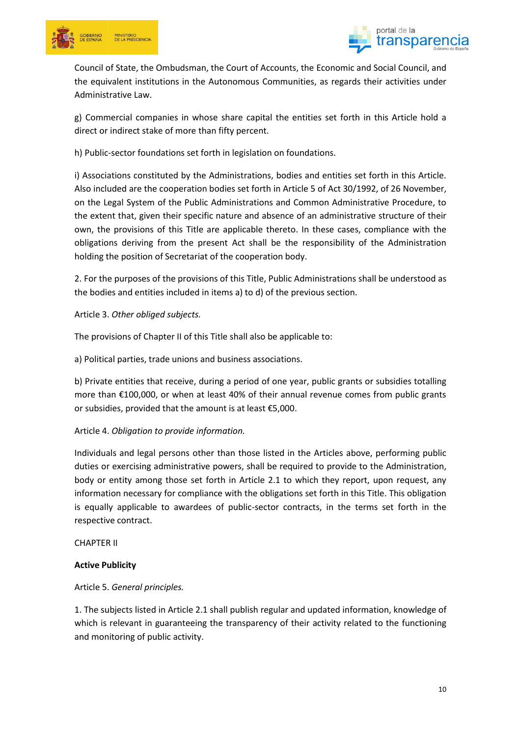Council of State, the Ombudsman, the Court of Accounts, the Economic and Social Council, and the equivalent institutions in the Autonomous Communities, as regards their activities under Administrative Law.

g) Commercial companies in whose share capital the entities set forth in this Article hold a direct or indirect stake of more than fifty percent.

h) Public-sector foundations set forth in legislation on foundations.

i) Associations constituted by the Administrations, bodies and entities set forth in this Article. Also included are the cooperation bodies set forth in Article 5 of Act 30/1992, of 26 November, on the Legal System of the Public Administrations and Common Administrative Procedure, to the extent that, given their specific nature and absence of an administrative structure of their own, the provisions of this Title are applicable thereto. In these cases, compliance with the obligations deriving from the present Act shall be the responsibility of the Administration holding the position of Secretariat of the cooperation body.

2. For the purposes of the provisions of this Title, Public Administrations shall be understood as the bodies and entities included in items a) to d) of the previous section.

Article 3. *Other obliged subjects.*

The provisions of Chapter II of this Title shall also be applicable to:

a) Political parties, trade unions and business associations.

b) Private entities that receive, during a period of one year, public grants or subsidies totalling more than €100,000, or when at least 40% of their annual revenue comes from public grants or subsidies, provided that the amount is at least €5,000.

Article 4. *Obligation to provide information.*

Individuals and legal persons other than those listed in the Articles above, performing public duties or exercising administrative powers, shall be required to provide to the Administration, body or entity among those set forth in Article 2.1 to which they report, upon request, any information necessary for compliance with the obligations set forth in this Title. This obligation is equally applicable to awardees of public-sector contracts, in the terms set forth in the respective contract.

CHAPTER II

**Active Publicity**

Article 5. *General principles.*

1. The subjects listed in Article 2.1 shall publish regular and updated information, knowledge of which is relevant in guaranteeing the transparency of their activity related to the functioning and monitoring of public activity.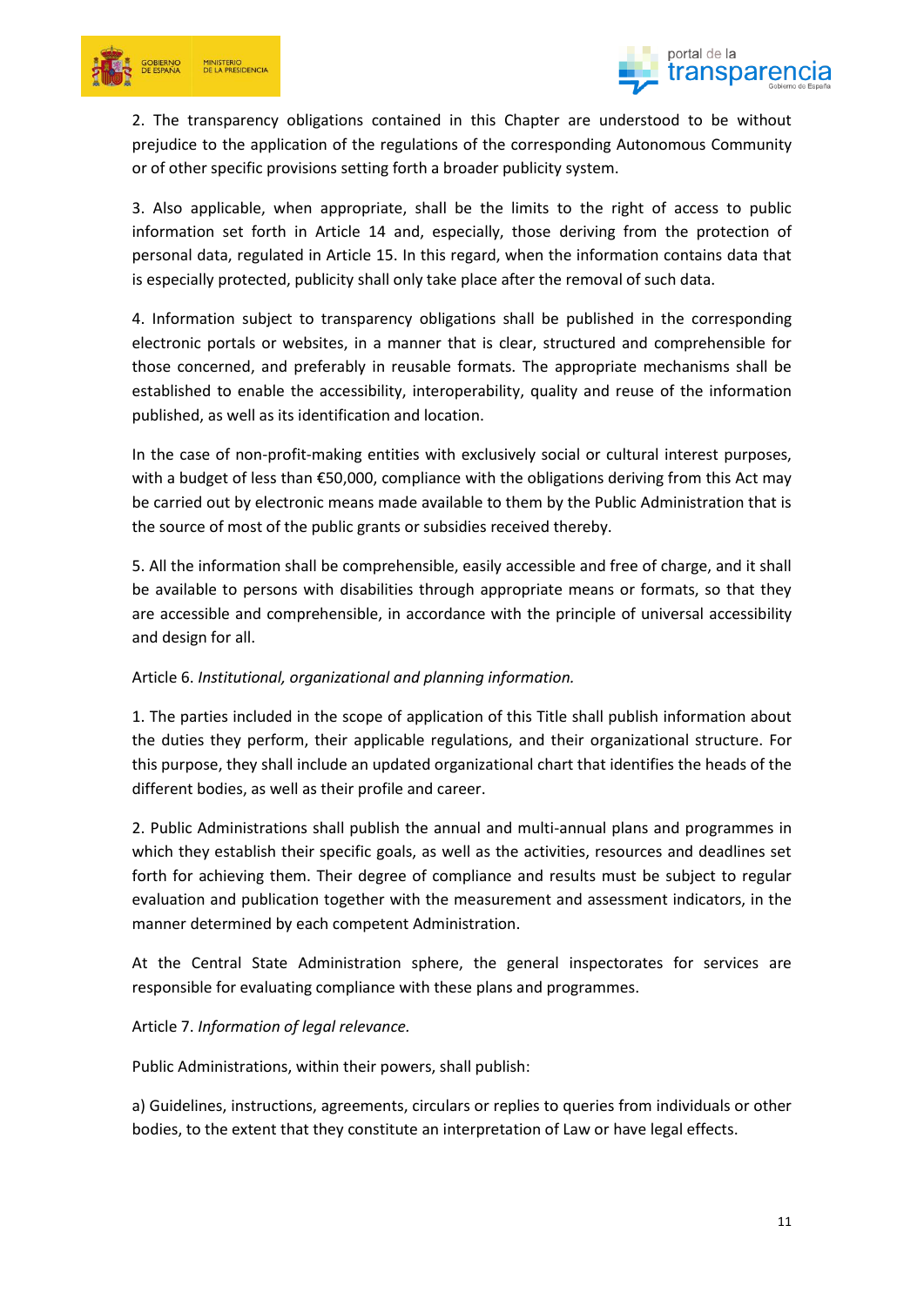2. The transparency obligations contained in this Chapter are understood to be without prejudice to the application of the regulations of the corresponding Autonomous Community or of other specific provisions setting forth a broader publicity system.

3. Also applicable, when appropriate, shall be the limits to the right of access to public information set forth in Article 14 and, especially, those deriving from the protection of personal data, regulated in Article 15. In this regard, when the information contains data that is especially protected, publicity shall only take place after the removal of such data.

4. Information subject to transparency obligations shall be published in the corresponding electronic portals or websites, in a manner that is clear, structured and comprehensible for those concerned, and preferably in reusable formats. The appropriate mechanisms shall be established to enable the accessibility, interoperability, quality and reuse of the information published, as well as its identification and location.

In the case of non-profit-making entities with exclusively social or cultural interest purposes, with a budget of less than €50,000, compliance with the obligations deriving from this Act may be carried out by electronic means made available to them by the Public Administration that is the source of most of the public grants or subsidies received thereby.

5. All the information shall be comprehensible, easily accessible and free of charge, and it shall be available to persons with disabilities through appropriate means or formats, so that they are accessible and comprehensible, in accordance with the principle of universal accessibility and design for all.

Article 6. *Institutional, organizational and planning information.*

1. The parties included in the scope of application of this Title shall publish information about the duties they perform, their applicable regulations, and their organizational structure. For this purpose, they shall include an updated organizational chart that identifies the heads of the different bodies, as well as their profile and career.

2. Public Administrations shall publish the annual and multi-annual plans and programmes in which they establish their specific goals, as well as the activities, resources and deadlines set forth for achieving them. Their degree of compliance and results must be subject to regular evaluation and publication together with the measurement and assessment indicators, in the manner determined by each competent Administration.

At the Central State Administration sphere, the general inspectorates for services are responsible for evaluating compliance with these plans and programmes.

Article 7. *Information of legal relevance.*

Public Administrations, within their powers, shall publish:

a) Guidelines, instructions, agreements, circulars or replies to queries from individuals or other bodies, to the extent that they constitute an interpretation of Law or have legal effects.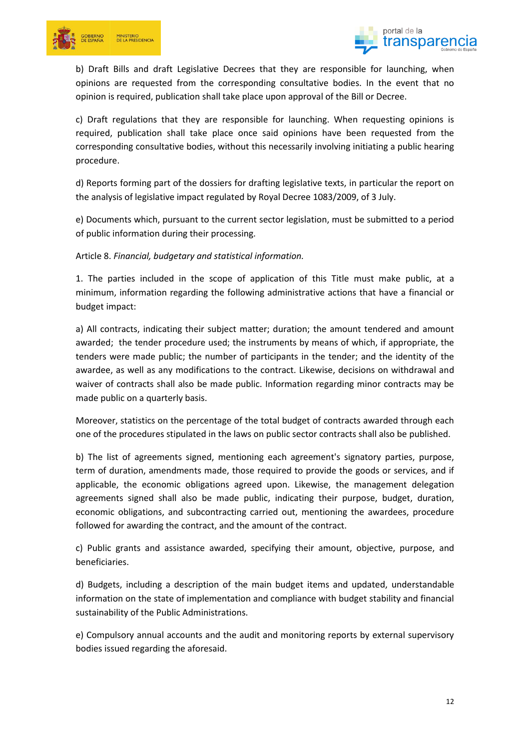b) Draft Bills and draft Legislative Decrees that they are responsible for launching, when opinions are requested from the corresponding consultative bodies. In the event that no opinion is required, publication shall take place upon approval of the Bill or Decree.

c) Draft regulations that they are responsible for launching. When requesting opinions is required, publication shall take place once said opinions have been requested from the corresponding consultative bodies, without this necessarily involving initiating a public hearing procedure.

d) Reports forming part of the dossiers for drafting legislative texts, in particular the report on the analysis of legislative impact regulated by Royal Decree 1083/2009, of 3 July.

e) Documents which, pursuant to the current sector legislation, must be submitted to a period of public information during their processing.

Article 8. *Financial, budgetary and statistical information.*

1. The parties included in the scope of application of this Title must make public, at a minimum, information regarding the following administrative actions that have a financial or budget impact:

a) All contracts, indicating their subject matter; duration; the amount tendered and amount awarded; the tender procedure used; the instruments by means of which, if appropriate, the tenders were made public; the number of participants in the tender; and the identity of the awardee, as well as any modifications to the contract. Likewise, decisions on withdrawal and waiver of contracts shall also be made public. Information regarding minor contracts may be made public on a quarterly basis.

Moreover, statistics on the percentage of the total budget of contracts awarded through each one of the procedures stipulated in the laws on public sector contracts shall also be published.

b) The list of agreements signed, mentioning each agreement's signatory parties, purpose, term of duration, amendments made, those required to provide the goods or services, and if applicable, the economic obligations agreed upon. Likewise, the management delegation agreements signed shall also be made public, indicating their purpose, budget, duration, economic obligations, and subcontracting carried out, mentioning the awardees, procedure followed for awarding the contract, and the amount of the contract.

c) Public grants and assistance awarded, specifying their amount, objective, purpose, and beneficiaries.

d) Budgets, including a description of the main budget items and updated, understandable information on the state of implementation and compliance with budget stability and financial sustainability of the Public Administrations.

e) Compulsory annual accounts and the audit and monitoring reports by external supervisory bodies issued regarding the aforesaid.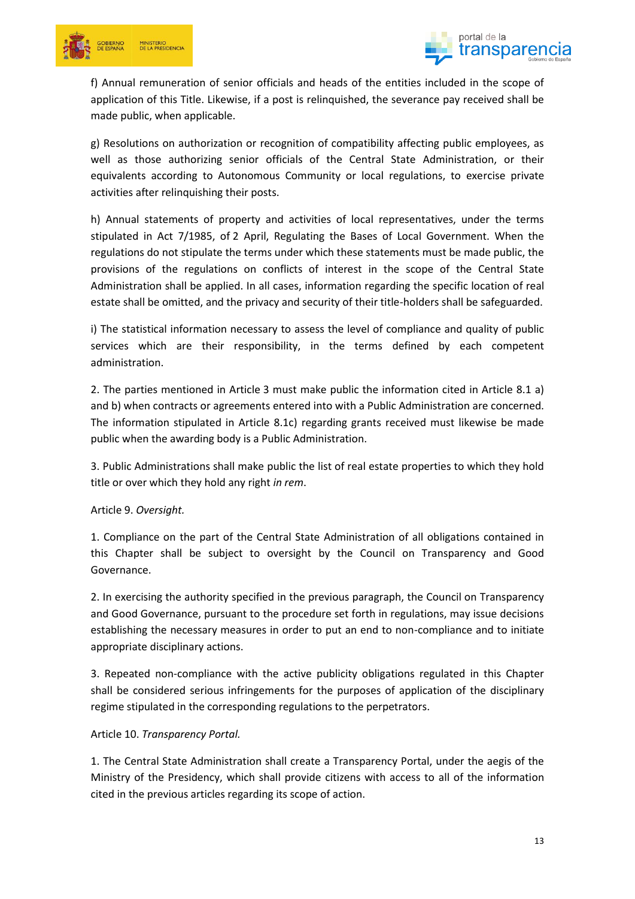f) Annual remuneration of senior officials and heads of the entities included in the scope of application of this Title. Likewise, if a post is relinquished, the severance pay received shall be made public, when applicable.

g) Resolutions on authorization or recognition of compatibility affecting public employees, as well as those authorizing senior officials of the Central State Administration, or their equivalents according to Autonomous Community or local regulations, to exercise private activities after relinquishing their posts.

h) Annual statements of property and activities of local representatives, under the terms stipulated in Act 7/1985, of 2 April, Regulating the Bases of Local Government. When the regulations do not stipulate the terms under which these statements must be made public, the provisions of the regulations on conflicts of interest in the scope of the Central State Administration shall be applied. In all cases, information regarding the specific location of real estate shall be omitted, and the privacy and security of their title-holders shall be safeguarded.

i) The statistical information necessary to assess the level of compliance and quality of public services which are their responsibility, in the terms defined by each competent administration.

2. The parties mentioned in Article 3 must make public the information cited in Article 8.1 a) and b) when contracts or agreements entered into with a Public Administration are concerned. The information stipulated in Article 8.1c) regarding grants received must likewise be made public when the awarding body is a Public Administration.

3. Public Administrations shall make public the list of real estate properties to which they hold title or over which they hold any right *in rem*.

Article 9. *Oversight.*

1. Compliance on the part of the Central State Administration of all obligations contained in this Chapter shall be subject to oversight by the Council on Transparency and Good Governance.

2. In exercising the authority specified in the previous paragraph, the Council on Transparency and Good Governance, pursuant to the procedure set forth in regulations, may issue decisions establishing the necessary measures in order to put an end to non-compliance and to initiate appropriate disciplinary actions.

3. Repeated non-compliance with the active publicity obligations regulated in this Chapter shall be considered serious infringements for the purposes of application of the disciplinary regime stipulated in the corresponding regulations to the perpetrators.

Article 10. *Transparency Portal.*

1. The Central State Administration shall create a Transparency Portal, under the aegis of the Ministry of the Presidency, which shall provide citizens with access to all of the information cited in the previous articles regarding its scope of action.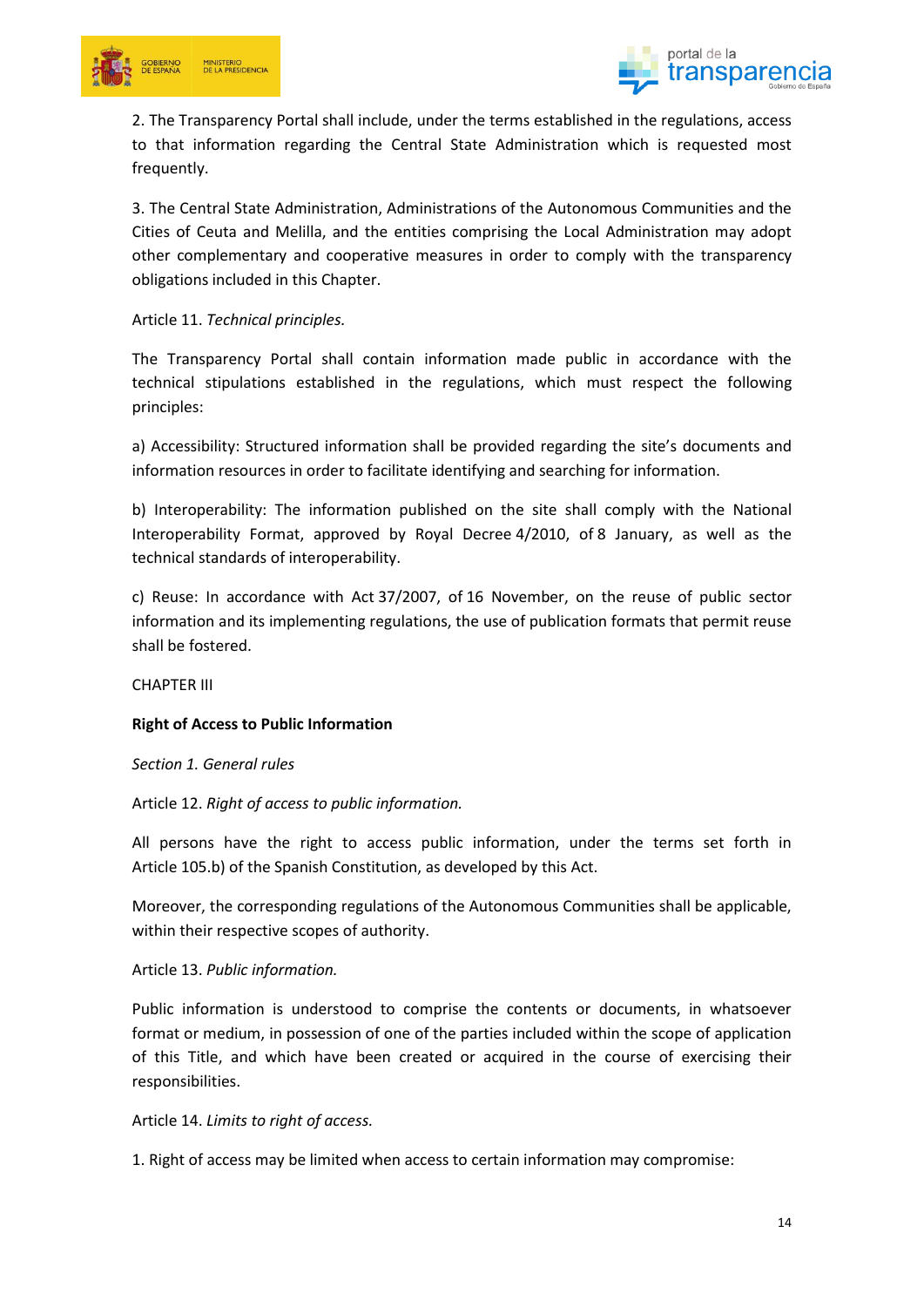2. The Transparency Portal shall include, under the terms established in the regulations, access to that information regarding the Central State Administration which is requested most frequently.

3. The Central State Administration, Administrations of the Autonomous Communities and the Cities of Ceuta and Melilla, and the entities comprising the Local Administration may adopt other complementary and cooperative measures in order to comply with the transparency obligations included in this Chapter.

Article 11. *Technical principles.*

The Transparency Portal shall contain information made public in accordance with the technical stipulations established in the regulations, which must respect the following principles:

a) Accessibility: Structured information shall be provided regarding the site's documents and information resources in order to facilitate identifying and searching for information.

b) Interoperability: The information published on the site shall comply with the National Interoperability Format, approved by Royal Decree 4/2010, of 8 January, as well as the technical standards of interoperability.

c) Reuse: In accordance with Act 37/2007, of 16 November, on the reuse of public sector information and its implementing regulations, the use of publication formats that permit reuse shall be fostered.

CHAPTER III

**Right of Access to Public Information**

*Section 1. General rules*

Article 12. *Right of access to public information.*

All persons have the right to access public information, under the terms set forth in Article 105.b) of the Spanish Constitution, as developed by this Act.

Moreover, the corresponding regulations of the Autonomous Communities shall be applicable, within their respective scopes of authority.

Article 13. *Public information.*

Public information is understood to comprise the contents or documents, in whatsoever format or medium, in possession of one of the parties included within the scope of application of this Title, and which have been created or acquired in the course of exercising their responsibilities.

Article 14. *Limits to right of access.*

1. Right of access may be limited when access to certain information may compromise: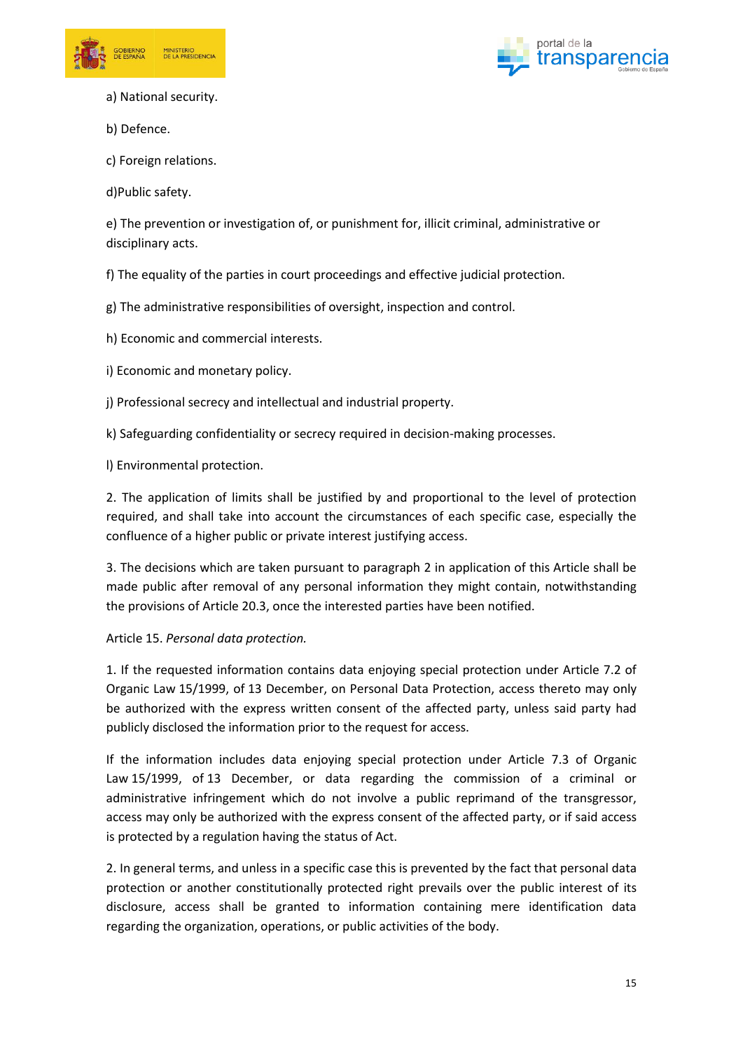a) National security.

b) Defence.

c) Foreign relations.

d)Public safety.

e) The prevention or investigation of, or punishment for, illicit criminal, administrative or disciplinary acts.

f) The equality of the parties in court proceedings and effective judicial protection.

g) The administrative responsibilities of oversight, inspection and control.

h) Economic and commercial interests.

i) Economic and monetary policy.

j) Professional secrecy and intellectual and industrial property.

k) Safeguarding confidentiality or secrecy required in decision-making processes.

l) Environmental protection.

2. The application of limits shall be justified by and proportional to the level of protection required, and shall take into account the circumstances of each specific case, especially the confluence of a higher public or private interest justifying access.

3. The decisions which are taken pursuant to paragraph 2 in application of this Article shall be made public after removal of any personal information they might contain, notwithstanding the provisions of Article 20.3, once the interested parties have been notified.

Article 15. *Personal data protection.*

1. If the requested information contains data enjoying special protection under Article 7.2 of Organic Law 15/1999, of 13 December, on Personal Data Protection, access thereto may only be authorized with the express written consent of the affected party, unless said party had publicly disclosed the information prior to the request for access.

If the information includes data enjoying special protection under Article 7.3 of Organic Law 15/1999, of 13 December, or data regarding the commission of a criminal or administrative infringement which do not involve a public reprimand of the transgressor, access may only be authorized with the express consent of the affected party, or if said access is protected by a regulation having the status of Act.

2. In general terms, and unless in a specific case this is prevented by the fact that personal data protection or another constitutionally protected right prevails over the public interest of its disclosure, access shall be granted to information containing mere identification data regarding the organization, operations, or public activities of the body.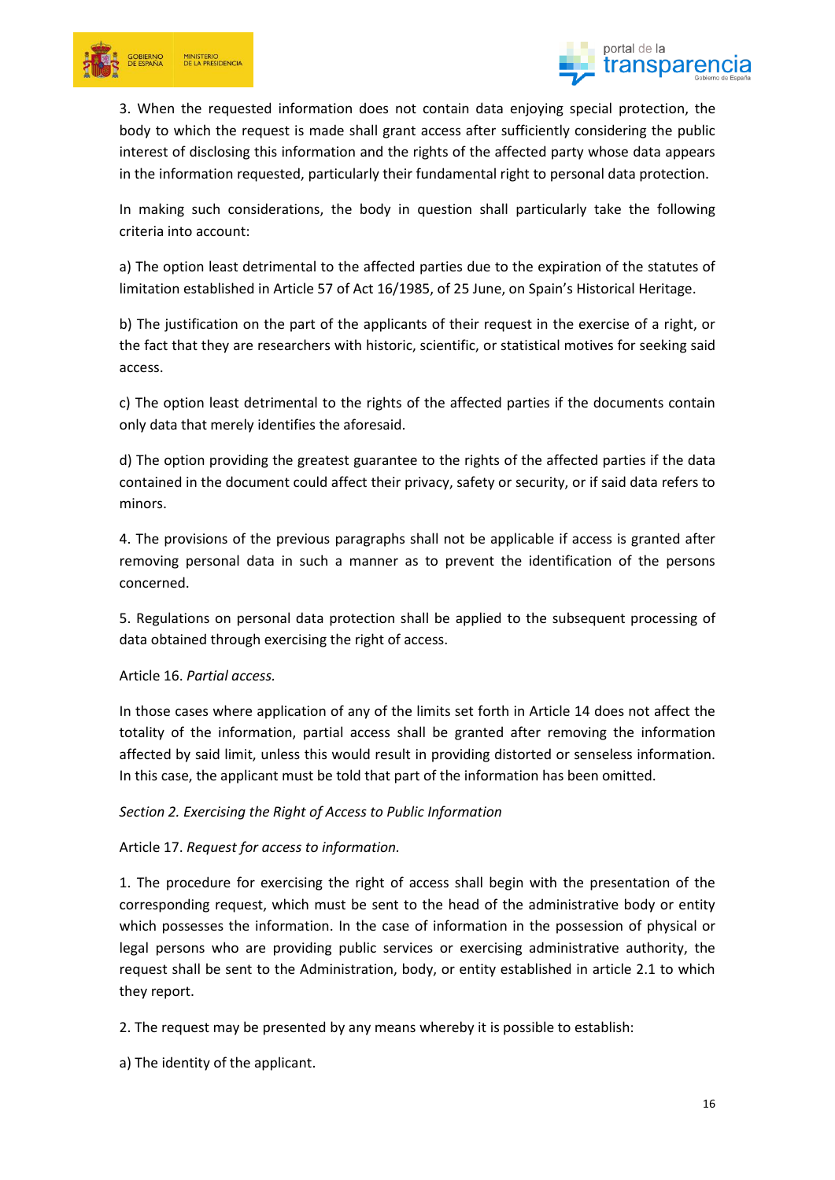3. When the requested information does not contain data enjoying special protection, the body to which the request is made shall grant access after sufficiently considering the public interest of disclosing this information and the rights of the affected party whose data appears in the information requested, particularly their fundamental right to personal data protection.

In making such considerations, the body in question shall particularly take the following criteria into account:

a) The option least detrimental to the affected parties due to the expiration of the statutes of limitation established in Article 57 of Act 16/1985, of 25 June, on Spain's Historical Heritage.

b) The justification on the part of the applicants of their request in the exercise of a right, or the fact that they are researchers with historic, scientific, or statistical motives for seeking said access.

c) The option least detrimental to the rights of the affected parties if the documents contain only data that merely identifies the aforesaid.

d) The option providing the greatest guarantee to the rights of the affected parties if the data contained in the document could affect their privacy, safety or security, or if said data refers to minors.

4. The provisions of the previous paragraphs shall not be applicable if access is granted after removing personal data in such a manner as to prevent the identification of the persons concerned.

5. Regulations on personal data protection shall be applied to the subsequent processing of data obtained through exercising the right of access.

Article 16. *Partial access.*

In those cases where application of any of the limits set forth in Article 14 does not affect the totality of the information, partial access shall be granted after removing the information affected by said limit, unless this would result in providing distorted or senseless information. In this case, the applicant must be told that part of the information has been omitted.

*Section 2. Exercising the Right of Access to Public Information*

Article 17. *Request for access to information.*

1. The procedure for exercising the right of access shall begin with the presentation of the corresponding request, which must be sent to the head of the administrative body or entity which possesses the information. In the case of information in the possession of physical or legal persons who are providing public services or exercising administrative authority, the request shall be sent to the Administration, body, or entity established in article 2.1 to which they report.

2. The request may be presented by any means whereby it is possible to establish:

a) The identity of the applicant.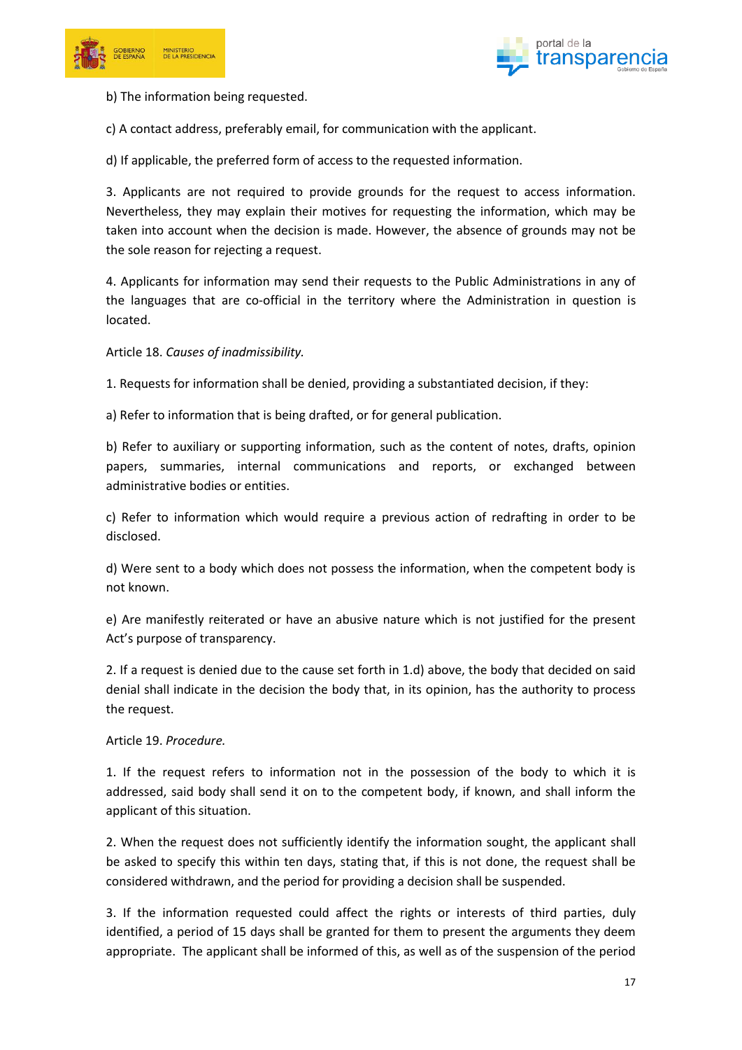b) The information being requested.

c) A contact address, preferably email, for communication with the applicant.

d) If applicable, the preferred form of access to the requested information.

3. Applicants are not required to provide grounds for the request to access information. Nevertheless, they may explain their motives for requesting the information, which may be taken into account when the decision is made. However, the absence of grounds may not be the sole reason for rejecting a request.

4. Applicants for information may send their requests to the Public Administrations in any of the languages that are co-official in the territory where the Administration in question is located.

Article 18. *Causes of inadmissibility.*

1. Requests for information shall be denied, providing a substantiated decision, if they:

a) Refer to information that is being drafted, or for general publication.

b) Refer to auxiliary or supporting information, such as the content of notes, drafts, opinion papers, summaries, internal communications and reports, or exchanged between administrative bodies or entities.

c) Refer to information which would require a previous action of redrafting in order to be disclosed.

d) Were sent to a body which does not possess the information, when the competent body is not known.

e) Are manifestly reiterated or have an abusive nature which is not justified for the present Act's purpose of transparency.

2. If a request is denied due to the cause set forth in 1.d) above, the body that decided on said denial shall indicate in the decision the body that, in its opinion, has the authority to process the request.

Article 19. *Procedure.*

1. If the request refers to information not in the possession of the body to which it is addressed, said body shall send it on to the competent body, if known, and shall inform the applicant of this situation.

2. When the request does not sufficiently identify the information sought, the applicant shall be asked to specify this within ten days, stating that, if this is not done, the request shall be considered withdrawn, and the period for providing a decision shall be suspended.

3. If the information requested could affect the rights or interests of third parties, duly identified, a period of 15 days shall be granted for them to present the arguments they deem appropriate. The applicant shall be informed of this, as well as of the suspension of the period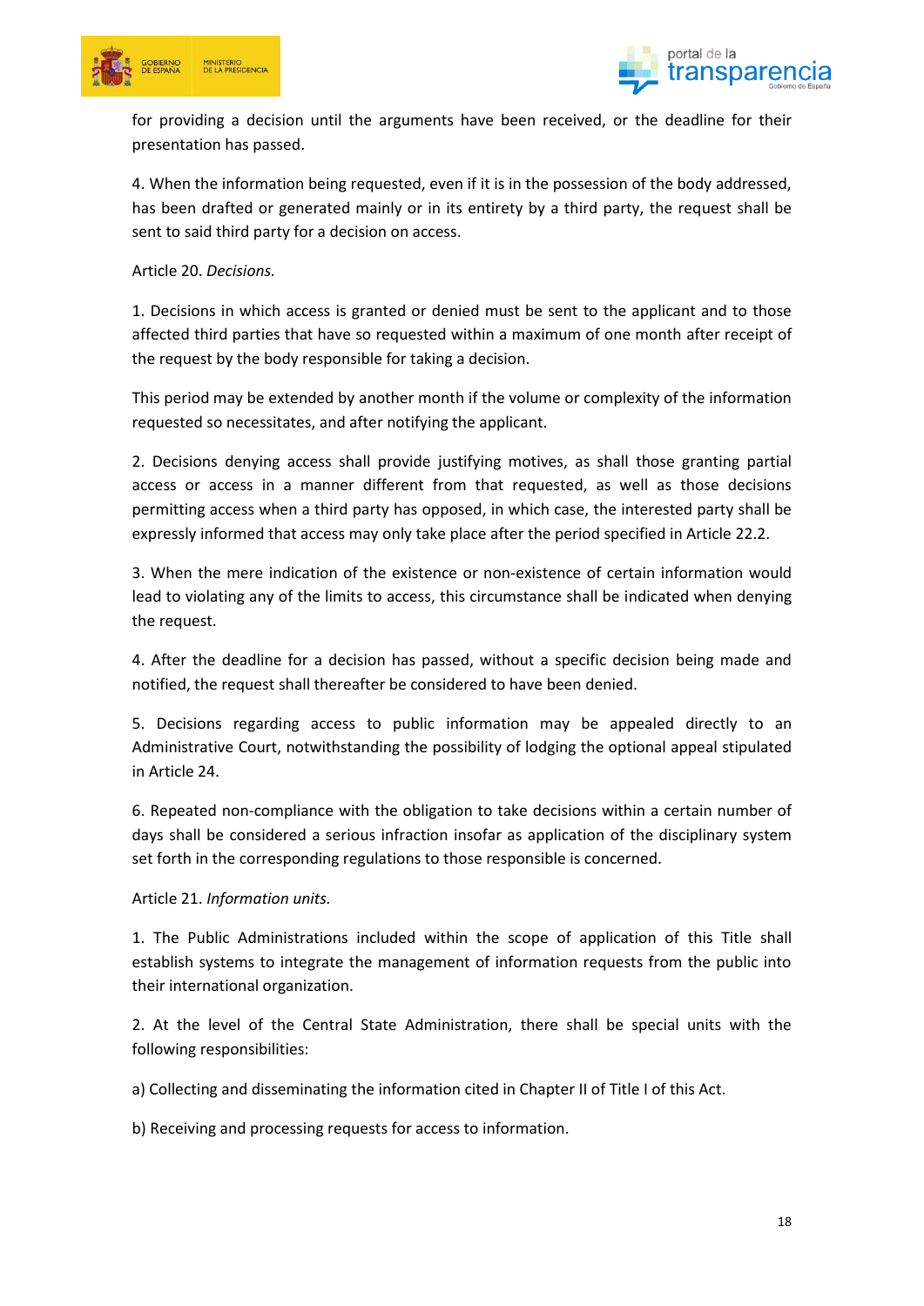for providing a decision until the arguments have been received, or the deadline for their presentation has passed.

4. When the information being requested, even if it is in the possession of the body addressed, has been drafted or generated mainly or in its entirety by a third party, the request shall be sent to said third party for a decision on access.

Article 20. *Decisions.*

1. Decisions in which access is granted or denied must be sent to the applicant and to those affected third parties that have so requested within a maximum of one month after receipt of the request by the body responsible for taking a decision.

This period may be extended by another month if the volume or complexity of the information requested so necessitates, and after notifying the applicant.

2. Decisions denying access shall provide justifying motives, as shall those granting partial access or access in a manner different from that requested, as well as those decisions permitting access when a third party has opposed, in which case, the interested party shall be expressly informed that access may only take place after the period specified in Article 22.2.

3. When the mere indication of the existence or non-existence of certain information would lead to violating any of the limits to access, this circumstance shall be indicated when denying the request.

4. After the deadline for a decision has passed, without a specific decision being made and notified, the request shall thereafter be considered to have been denied.

5. Decisions regarding access to public information may be appealed directly to an Administrative Court, notwithstanding the possibility of lodging the optional appeal stipulated in Article 24.

6. Repeated non-compliance with the obligation to take decisions within a certain number of days shall be considered a serious infraction insofar as application of the disciplinary system set forth in the corresponding regulations to those responsible is concerned.

Article 21. *Information units.*

1. The Public Administrations included within the scope of application of this Title shall establish systems to integrate the management of information requests from the public into their international organization.

2. At the level of the Central State Administration, there shall be special units with the following responsibilities:

a) Collecting and disseminating the information cited in Chapter II of Title I of this Act.

b) Receiving and processing requests for access to information.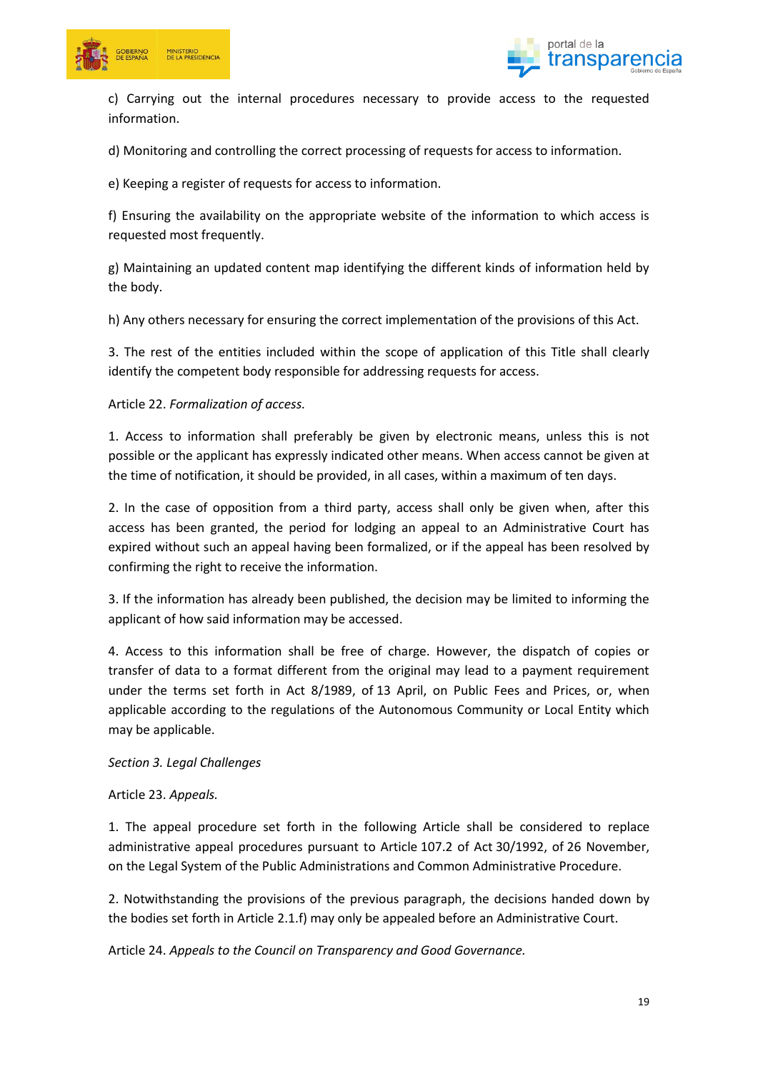c) Carrying out the internal procedures necessary to provide access to the requested information.

d) Monitoring and controlling the correct processing of requests for access to information.

e) Keeping a register of requests for access to information.

f) Ensuring the availability on the appropriate website of the information to which access is requested most frequently.

g) Maintaining an updated content map identifying the different kinds of information held by the body.

h) Any others necessary for ensuring the correct implementation of the provisions of this Act.

3. The rest of the entities included within the scope of application of this Title shall clearly identify the competent body responsible for addressing requests for access.

Article 22. *Formalization of access.*

1. Access to information shall preferably be given by electronic means, unless this is not possible or the applicant has expressly indicated other means. When access cannot be given at the time of notification, it should be provided, in all cases, within a maximum of ten days.

2. In the case of opposition from a third party, access shall only be given when, after this access has been granted, the period for lodging an appeal to an Administrative Court has expired without such an appeal having been formalized, or if the appeal has been resolved by confirming the right to receive the information.

3. If the information has already been published, the decision may be limited to informing the applicant of how said information may be accessed.

4. Access to this information shall be free of charge. However, the dispatch of copies or transfer of data to a format different from the original may lead to a payment requirement under the terms set forth in Act 8/1989, of 13 April, on Public Fees and Prices, or, when applicable according to the regulations of the Autonomous Community or Local Entity which may be applicable.

*Section 3. Legal Challenges*

Article 23. *Appeals.*

1. The appeal procedure set forth in the following Article shall be considered to replace administrative appeal procedures pursuant to Article 107.2 of Act 30/1992, of 26 November, on the Legal System of the Public Administrations and Common Administrative Procedure.

2. Notwithstanding the provisions of the previous paragraph, the decisions handed down by the bodies set forth in Article 2.1.f) may only be appealed before an Administrative Court.

Article 24. *Appeals to the Council on Transparency and Good Governance.*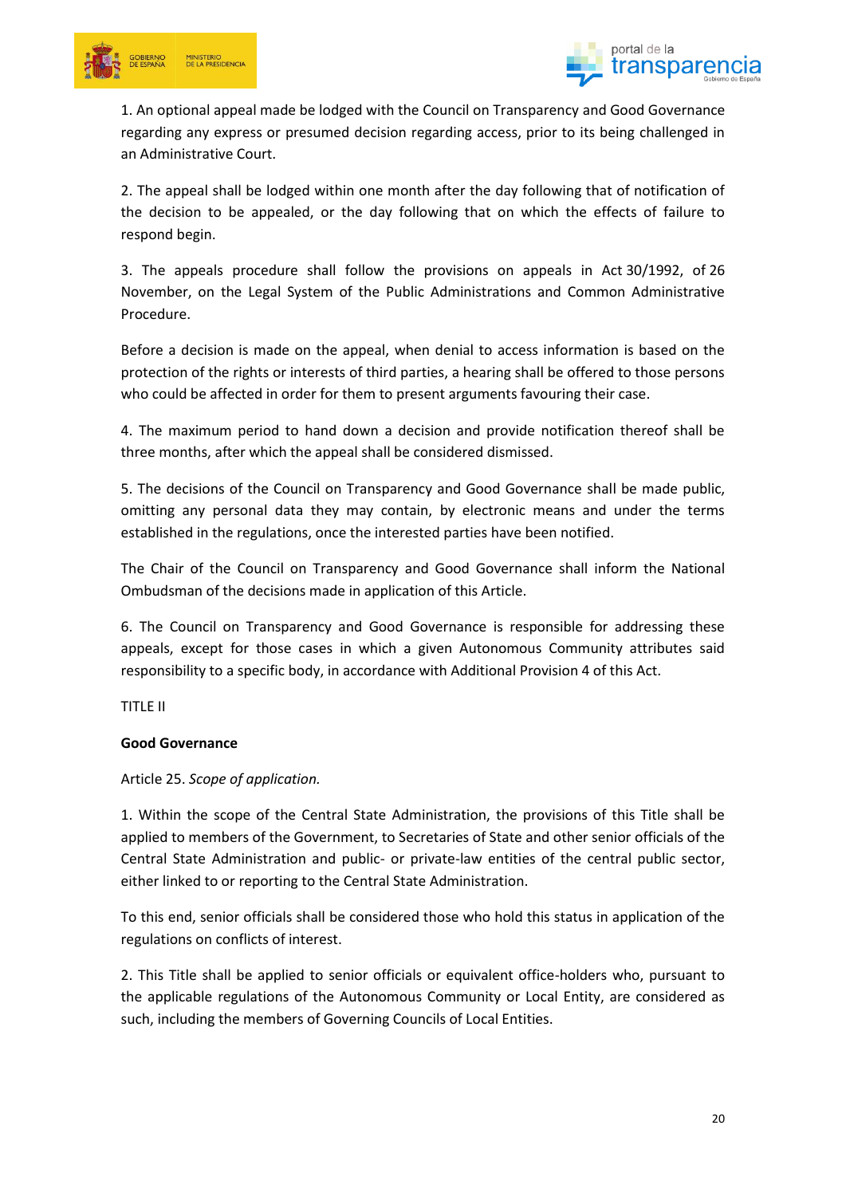1. An optional appeal made be lodged with the Council on Transparency and Good Governance regarding any express or presumed decision regarding access, prior to its being challenged in an Administrative Court.

2. The appeal shall be lodged within one month after the day following that of notification of the decision to be appealed, or the day following that on which the effects of failure to respond begin.

3. The appeals procedure shall follow the provisions on appeals in Act 30/1992, of 26 November, on the Legal System of the Public Administrations and Common Administrative Procedure.

Before a decision is made on the appeal, when denial to access information is based on the protection of the rights or interests of third parties, a hearing shall be offered to those persons who could be affected in order for them to present arguments favouring their case.

4. The maximum period to hand down a decision and provide notification thereof shall be three months, after which the appeal shall be considered dismissed.

5. The decisions of the Council on Transparency and Good Governance shall be made public, omitting any personal data they may contain, by electronic means and under the terms established in the regulations, once the interested parties have been notified.

The Chair of the Council on Transparency and Good Governance shall inform the National Ombudsman of the decisions made in application of this Article.

6. The Council on Transparency and Good Governance is responsible for addressing these appeals, except for those cases in which a given Autonomous Community attributes said responsibility to a specific body, in accordance with Additional Provision 4 of this Act.

## TITLE II

## Good Governance

Article 25. *Scope of application.*

1. Within the scope of the Central State Administration, the provisions of this Title shall be applied to members of the Government, to Secretaries of State and other senior officials of the Central State Administration and public- or private-law entities of the central public sector, either linked to or reporting to the Central State Administration.

To this end, senior officials shall be considered those who hold this status in application of the regulations on conflicts of interest.

2. This Title shall be applied to senior officials or equivalent office-holders who, pursuant to the applicable regulations of the Autonomous Community or Local Entity, are considered as such, including the members of Governing Councils of Local Entities.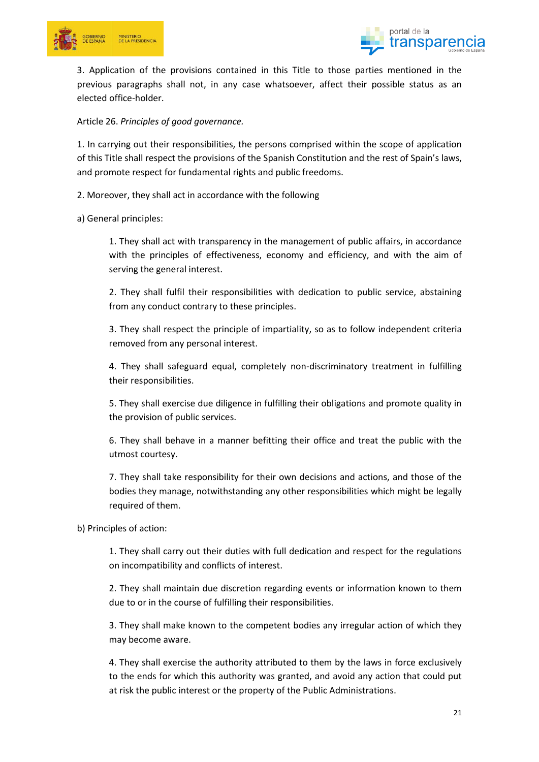3. Application of the provisions contained in this Title to those parties mentioned in the previous paragraphs shall not, in any case whatsoever, affect their possible status as an elected office-holder.

Article 26. *Principles of good governance.*

1. In carrying out their responsibilities, the persons comprised within the scope of application of this Title shall respect the provisions of the Spanish Constitution and the rest of Spain's laws, and promote respect for fundamental rights and public freedoms.

2. Moreover, they shall act in accordance with the following

a) General principles:

> 1. They shall act with transparency in the management of public affairs, in accordance with the principles of effectiveness, economy and efficiency, and with the aim of serving the general interest.
>
> 2. They shall fulfil their responsibilities with dedication to public service, abstaining from any conduct contrary to these principles.
>
> 3. They shall respect the principle of impartiality, so as to follow independent criteria removed from any personal interest.
>
> 4. They shall safeguard equal, completely non-discriminatory treatment in fulfilling their responsibilities.
>
> 5. They shall exercise due diligence in fulfilling their obligations and promote quality in the provision of public services.
>
> 6. They shall behave in a manner befitting their office and treat the public with the utmost courtesy.
>
> 7. They shall take responsibility for their own decisions and actions, and those of the bodies they manage, notwithstanding any other responsibilities which might be legally required of them.

b) Principles of action:

> 1. They shall carry out their duties with full dedication and respect for the regulations on incompatibility and conflicts of interest.
>
> 2. They shall maintain due discretion regarding events or information known to them due to or in the course of fulfilling their responsibilities.
>
> 3. They shall make known to the competent bodies any irregular action of which they may become aware.
>
> 4. They shall exercise the authority attributed to them by the laws in force exclusively to the ends for which this authority was granted, and avoid any action that could put at risk the public interest or the property of the Public Administrations.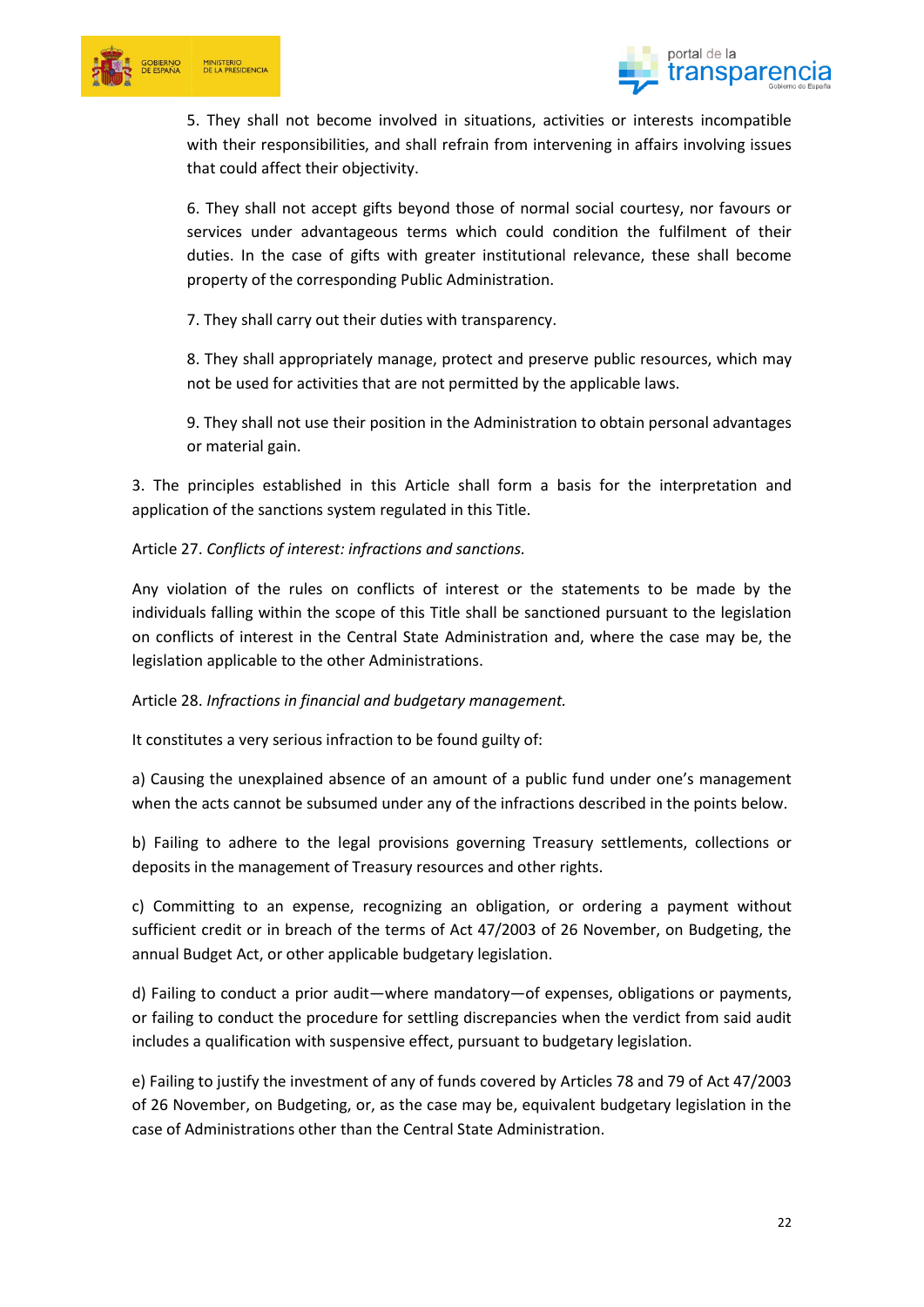5. They shall not become involved in situations, activities or interests incompatible with their responsibilities, and shall refrain from intervening in affairs involving issues that could affect their objectivity.

6. They shall not accept gifts beyond those of normal social courtesy, nor favours or services under advantageous terms which could condition the fulfilment of their duties. In the case of gifts with greater institutional relevance, these shall become property of the corresponding Public Administration.

7. They shall carry out their duties with transparency.

8. They shall appropriately manage, protect and preserve public resources, which may not be used for activities that are not permitted by the applicable laws.

9. They shall not use their position in the Administration to obtain personal advantages or material gain.

3. The principles established in this Article shall form a basis for the interpretation and application of the sanctions system regulated in this Title.

Article 27. *Conflicts of interest: infractions and sanctions.*

Any violation of the rules on conflicts of interest or the statements to be made by the individuals falling within the scope of this Title shall be sanctioned pursuant to the legislation on conflicts of interest in the Central State Administration and, where the case may be, the legislation applicable to the other Administrations.

Article 28. *Infractions in financial and budgetary management.*

It constitutes a very serious infraction to be found guilty of:

a) Causing the unexplained absence of an amount of a public fund under one's management when the acts cannot be subsumed under any of the infractions described in the points below.

b) Failing to adhere to the legal provisions governing Treasury settlements, collections or deposits in the management of Treasury resources and other rights.

c) Committing to an expense, recognizing an obligation, or ordering a payment without sufficient credit or in breach of the terms of Act 47/2003 of 26 November, on Budgeting, the annual Budget Act, or other applicable budgetary legislation.

d) Failing to conduct a prior audit—where mandatory—of expenses, obligations or payments, or failing to conduct the procedure for settling discrepancies when the verdict from said audit includes a qualification with suspensive effect, pursuant to budgetary legislation.

e) Failing to justify the investment of any of funds covered by Articles 78 and 79 of Act 47/2003 of 26 November, on Budgeting, or, as the case may be, equivalent budgetary legislation in the case of Administrations other than the Central State Administration.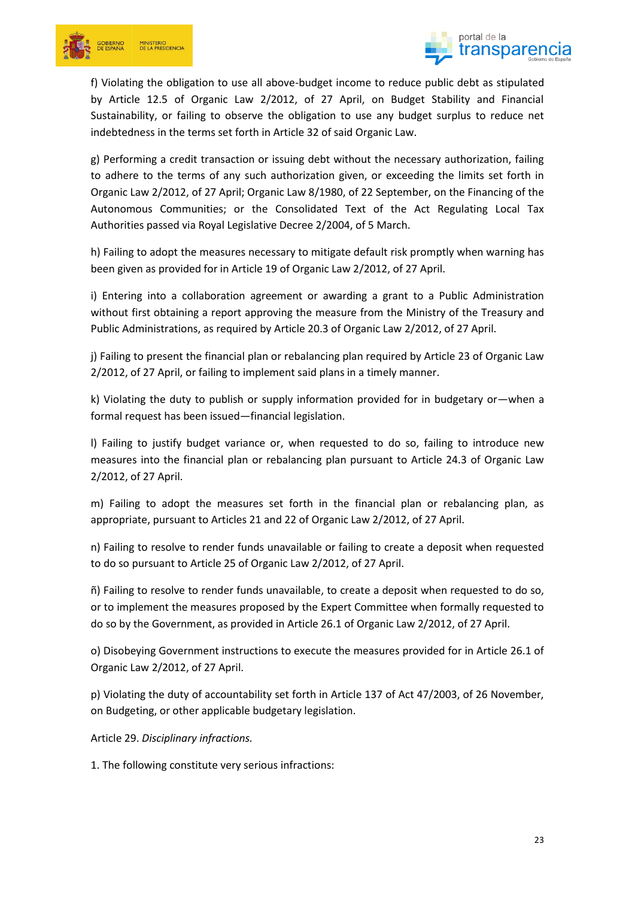f) Violating the obligation to use all above-budget income to reduce public debt as stipulated by Article 12.5 of Organic Law 2/2012, of 27 April, on Budget Stability and Financial Sustainability, or failing to observe the obligation to use any budget surplus to reduce net indebtedness in the terms set forth in Article 32 of said Organic Law.

g) Performing a credit transaction or issuing debt without the necessary authorization, failing to adhere to the terms of any such authorization given, or exceeding the limits set forth in Organic Law 2/2012, of 27 April; Organic Law 8/1980, of 22 September, on the Financing of the Autonomous Communities; or the Consolidated Text of the Act Regulating Local Tax Authorities passed via Royal Legislative Decree 2/2004, of 5 March.

h) Failing to adopt the measures necessary to mitigate default risk promptly when warning has been given as provided for in Article 19 of Organic Law 2/2012, of 27 April.

i) Entering into a collaboration agreement or awarding a grant to a Public Administration without first obtaining a report approving the measure from the Ministry of the Treasury and Public Administrations, as required by Article 20.3 of Organic Law 2/2012, of 27 April.

j) Failing to present the financial plan or rebalancing plan required by Article 23 of Organic Law 2/2012, of 27 April, or failing to implement said plans in a timely manner.

k) Violating the duty to publish or supply information provided for in budgetary or—when a formal request has been issued—financial legislation.

l) Failing to justify budget variance or, when requested to do so, failing to introduce new measures into the financial plan or rebalancing plan pursuant to Article 24.3 of Organic Law 2/2012, of 27 April.

m) Failing to adopt the measures set forth in the financial plan or rebalancing plan, as appropriate, pursuant to Articles 21 and 22 of Organic Law 2/2012, of 27 April.

n) Failing to resolve to render funds unavailable or failing to create a deposit when requested to do so pursuant to Article 25 of Organic Law 2/2012, of 27 April.

ñ) Failing to resolve to render funds unavailable, to create a deposit when requested to do so, or to implement the measures proposed by the Expert Committee when formally requested to do so by the Government, as provided in Article 26.1 of Organic Law 2/2012, of 27 April.

o) Disobeying Government instructions to execute the measures provided for in Article 26.1 of Organic Law 2/2012, of 27 April.

p) Violating the duty of accountability set forth in Article 137 of Act 47/2003, of 26 November, on Budgeting, or other applicable budgetary legislation.

Article 29. *Disciplinary infractions.*

1. The following constitute very serious infractions: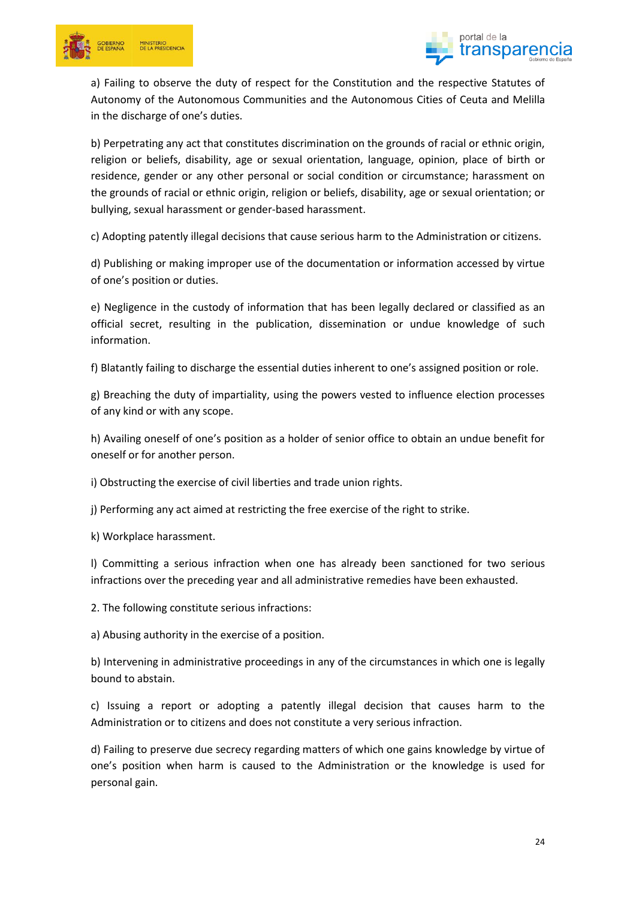a) Failing to observe the duty of respect for the Constitution and the respective Statutes of Autonomy of the Autonomous Communities and the Autonomous Cities of Ceuta and Melilla in the discharge of one's duties.

b) Perpetrating any act that constitutes discrimination on the grounds of racial or ethnic origin, religion or beliefs, disability, age or sexual orientation, language, opinion, place of birth or residence, gender or any other personal or social condition or circumstance; harassment on the grounds of racial or ethnic origin, religion or beliefs, disability, age or sexual orientation; or bullying, sexual harassment or gender-based harassment.

c) Adopting patently illegal decisions that cause serious harm to the Administration or citizens.

d) Publishing or making improper use of the documentation or information accessed by virtue of one's position or duties.

e) Negligence in the custody of information that has been legally declared or classified as an official secret, resulting in the publication, dissemination or undue knowledge of such information.

f) Blatantly failing to discharge the essential duties inherent to one's assigned position or role.

g) Breaching the duty of impartiality, using the powers vested to influence election processes of any kind or with any scope.

h) Availing oneself of one's position as a holder of senior office to obtain an undue benefit for oneself or for another person.

i) Obstructing the exercise of civil liberties and trade union rights.

j) Performing any act aimed at restricting the free exercise of the right to strike.

k) Workplace harassment.

l) Committing a serious infraction when one has already been sanctioned for two serious infractions over the preceding year and all administrative remedies have been exhausted.

2. The following constitute serious infractions:

a) Abusing authority in the exercise of a position.

b) Intervening in administrative proceedings in any of the circumstances in which one is legally bound to abstain.

c) Issuing a report or adopting a patently illegal decision that causes harm to the Administration or to citizens and does not constitute a very serious infraction.

d) Failing to preserve due secrecy regarding matters of which one gains knowledge by virtue of one's position when harm is caused to the Administration or the knowledge is used for personal gain.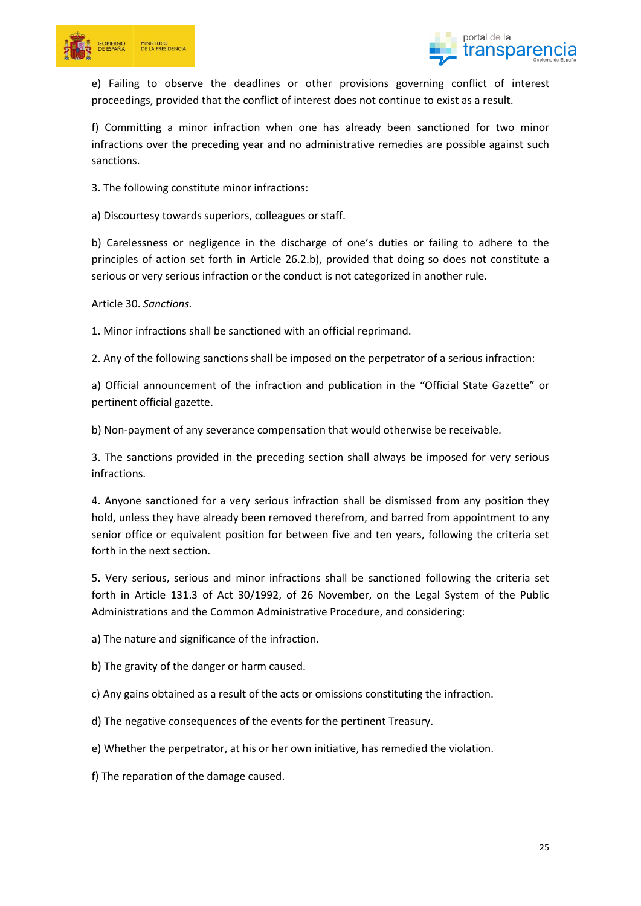e) Failing to observe the deadlines or other provisions governing conflict of interest proceedings, provided that the conflict of interest does not continue to exist as a result.

f) Committing a minor infraction when one has already been sanctioned for two minor infractions over the preceding year and no administrative remedies are possible against such sanctions.

3. The following constitute minor infractions:

a) Discourtesy towards superiors, colleagues or staff.

b) Carelessness or negligence in the discharge of one's duties or failing to adhere to the principles of action set forth in Article 26.2.b), provided that doing so does not constitute a serious or very serious infraction or the conduct is not categorized in another rule.

Article 30. *Sanctions.*

1. Minor infractions shall be sanctioned with an official reprimand.

2. Any of the following sanctions shall be imposed on the perpetrator of a serious infraction:

a) Official announcement of the infraction and publication in the "Official State Gazette" or pertinent official gazette.

b) Non-payment of any severance compensation that would otherwise be receivable.

3. The sanctions provided in the preceding section shall always be imposed for very serious infractions.

4. Anyone sanctioned for a very serious infraction shall be dismissed from any position they hold, unless they have already been removed therefrom, and barred from appointment to any senior office or equivalent position for between five and ten years, following the criteria set forth in the next section.

5. Very serious, serious and minor infractions shall be sanctioned following the criteria set forth in Article 131.3 of Act 30/1992, of 26 November, on the Legal System of the Public Administrations and the Common Administrative Procedure, and considering:

a) The nature and significance of the infraction.

b) The gravity of the danger or harm caused.

c) Any gains obtained as a result of the acts or omissions constituting the infraction.

d) The negative consequences of the events for the pertinent Treasury.

e) Whether the perpetrator, at his or her own initiative, has remedied the violation.

f) The reparation of the damage caused.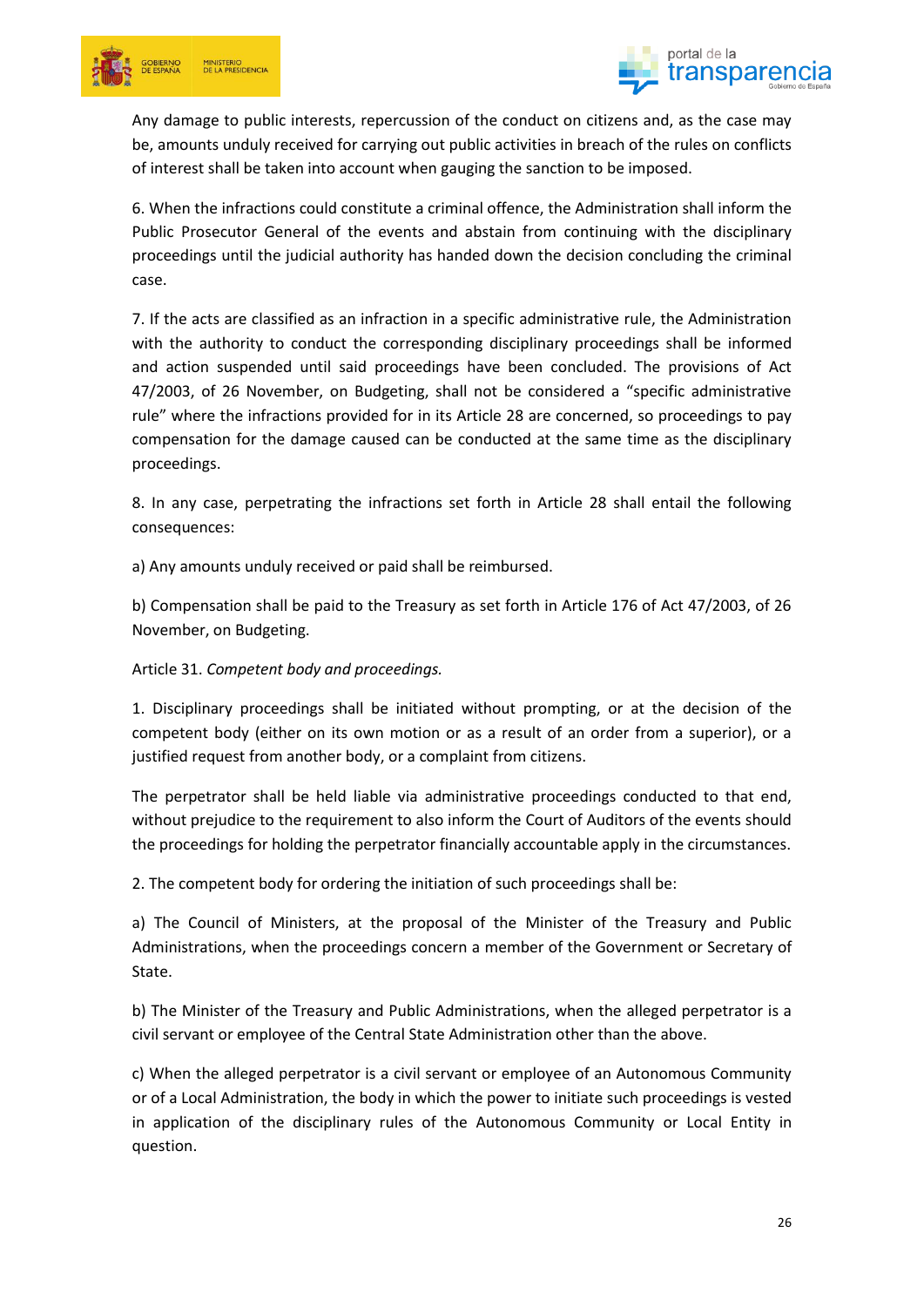Any damage to public interests, repercussion of the conduct on citizens and, as the case may be, amounts unduly received for carrying out public activities in breach of the rules on conflicts of interest shall be taken into account when gauging the sanction to be imposed.

6. When the infractions could constitute a criminal offence, the Administration shall inform the Public Prosecutor General of the events and abstain from continuing with the disciplinary proceedings until the judicial authority has handed down the decision concluding the criminal case.

7. If the acts are classified as an infraction in a specific administrative rule, the Administration with the authority to conduct the corresponding disciplinary proceedings shall be informed and action suspended until said proceedings have been concluded. The provisions of Act 47/2003, of 26 November, on Budgeting, shall not be considered a "specific administrative rule" where the infractions provided for in its Article 28 are concerned, so proceedings to pay compensation for the damage caused can be conducted at the same time as the disciplinary proceedings.

8. In any case, perpetrating the infractions set forth in Article 28 shall entail the following consequences:

a) Any amounts unduly received or paid shall be reimbursed.

b) Compensation shall be paid to the Treasury as set forth in Article 176 of Act 47/2003, of 26 November, on Budgeting.

Article 31. *Competent body and proceedings.*

1. Disciplinary proceedings shall be initiated without prompting, or at the decision of the competent body (either on its own motion or as a result of an order from a superior), or a justified request from another body, or a complaint from citizens.

The perpetrator shall be held liable via administrative proceedings conducted to that end, without prejudice to the requirement to also inform the Court of Auditors of the events should the proceedings for holding the perpetrator financially accountable apply in the circumstances.

2. The competent body for ordering the initiation of such proceedings shall be:

a) The Council of Ministers, at the proposal of the Minister of the Treasury and Public Administrations, when the proceedings concern a member of the Government or Secretary of State.

b) The Minister of the Treasury and Public Administrations, when the alleged perpetrator is a civil servant or employee of the Central State Administration other than the above.

c) When the alleged perpetrator is a civil servant or employee of an Autonomous Community or of a Local Administration, the body in which the power to initiate such proceedings is vested in application of the disciplinary rules of the Autonomous Community or Local Entity in question.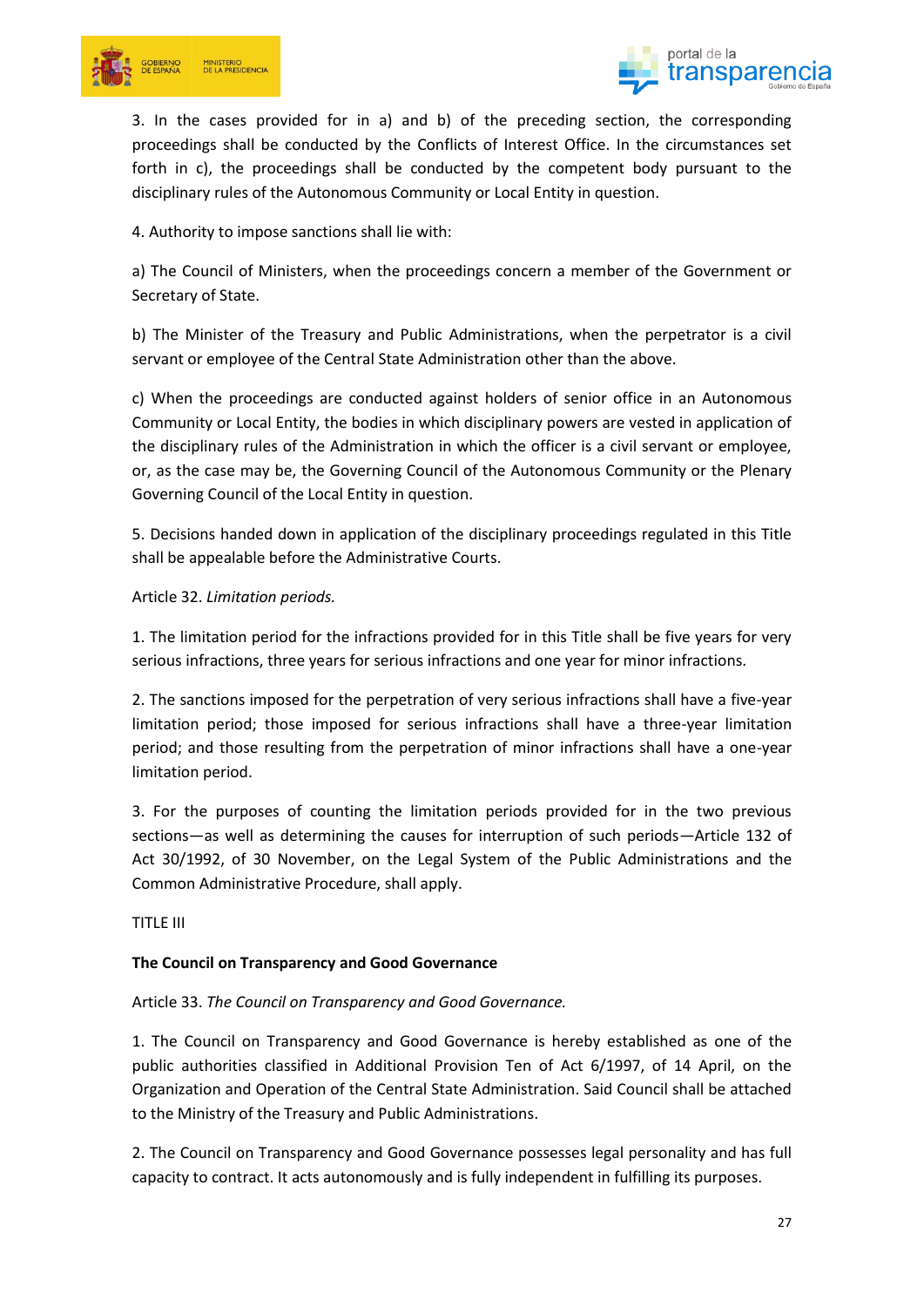3. In the cases provided for in a) and b) of the preceding section, the corresponding proceedings shall be conducted by the Conflicts of Interest Office. In the circumstances set forth in c), the proceedings shall be conducted by the competent body pursuant to the disciplinary rules of the Autonomous Community or Local Entity in question.

4. Authority to impose sanctions shall lie with:

a) The Council of Ministers, when the proceedings concern a member of the Government or Secretary of State.

b) The Minister of the Treasury and Public Administrations, when the perpetrator is a civil servant or employee of the Central State Administration other than the above.

c) When the proceedings are conducted against holders of senior office in an Autonomous Community or Local Entity, the bodies in which disciplinary powers are vested in application of the disciplinary rules of the Administration in which the officer is a civil servant or employee, or, as the case may be, the Governing Council of the Autonomous Community or the Plenary Governing Council of the Local Entity in question.

5. Decisions handed down in application of the disciplinary proceedings regulated in this Title shall be appealable before the Administrative Courts.

Article 32. *Limitation periods.*

1. The limitation period for the infractions provided for in this Title shall be five years for very serious infractions, three years for serious infractions and one year for minor infractions.

2. The sanctions imposed for the perpetration of very serious infractions shall have a five-year limitation period; those imposed for serious infractions shall have a three-year limitation period; and those resulting from the perpetration of minor infractions shall have a one-year limitation period.

3. For the purposes of counting the limitation periods provided for in the two previous sections—as well as determining the causes for interruption of such periods—Article 132 of Act 30/1992, of 30 November, on the Legal System of the Public Administrations and the Common Administrative Procedure, shall apply.

## TITLE III

### The Council on Transparency and Good Governance

Article 33. *The Council on Transparency and Good Governance.*

1. The Council on Transparency and Good Governance is hereby established as one of the public authorities classified in Additional Provision Ten of Act 6/1997, of 14 April, on the Organization and Operation of the Central State Administration. Said Council shall be attached to the Ministry of the Treasury and Public Administrations.

2. The Council on Transparency and Good Governance possesses legal personality and has full capacity to contract. It acts autonomously and is fully independent in fulfilling its purposes.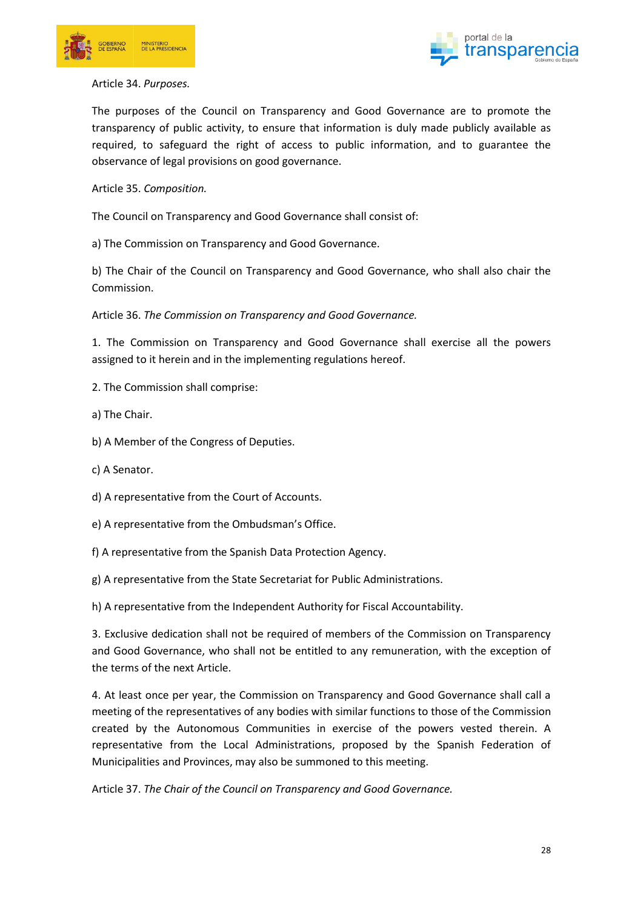Article 34. *Purposes.*

The purposes of the Council on Transparency and Good Governance are to promote the transparency of public activity, to ensure that information is duly made publicly available as required, to safeguard the right of access to public information, and to guarantee the observance of legal provisions on good governance.

Article 35. *Composition.*

The Council on Transparency and Good Governance shall consist of:

a) The Commission on Transparency and Good Governance.

b) The Chair of the Council on Transparency and Good Governance, who shall also chair the Commission.

Article 36. *The Commission on Transparency and Good Governance.*

1. The Commission on Transparency and Good Governance shall exercise all the powers assigned to it herein and in the implementing regulations hereof.

2. The Commission shall comprise:

a) The Chair.

b) A Member of the Congress of Deputies.

c) A Senator.

d) A representative from the Court of Accounts.

e) A representative from the Ombudsman's Office.

f) A representative from the Spanish Data Protection Agency.

g) A representative from the State Secretariat for Public Administrations.

h) A representative from the Independent Authority for Fiscal Accountability.

3. Exclusive dedication shall not be required of members of the Commission on Transparency and Good Governance, who shall not be entitled to any remuneration, with the exception of the terms of the next Article.

4. At least once per year, the Commission on Transparency and Good Governance shall call a meeting of the representatives of any bodies with similar functions to those of the Commission created by the Autonomous Communities in exercise of the powers vested therein. A representative from the Local Administrations, proposed by the Spanish Federation of Municipalities and Provinces, may also be summoned to this meeting.

Article 37. *The Chair of the Council on Transparency and Good Governance.*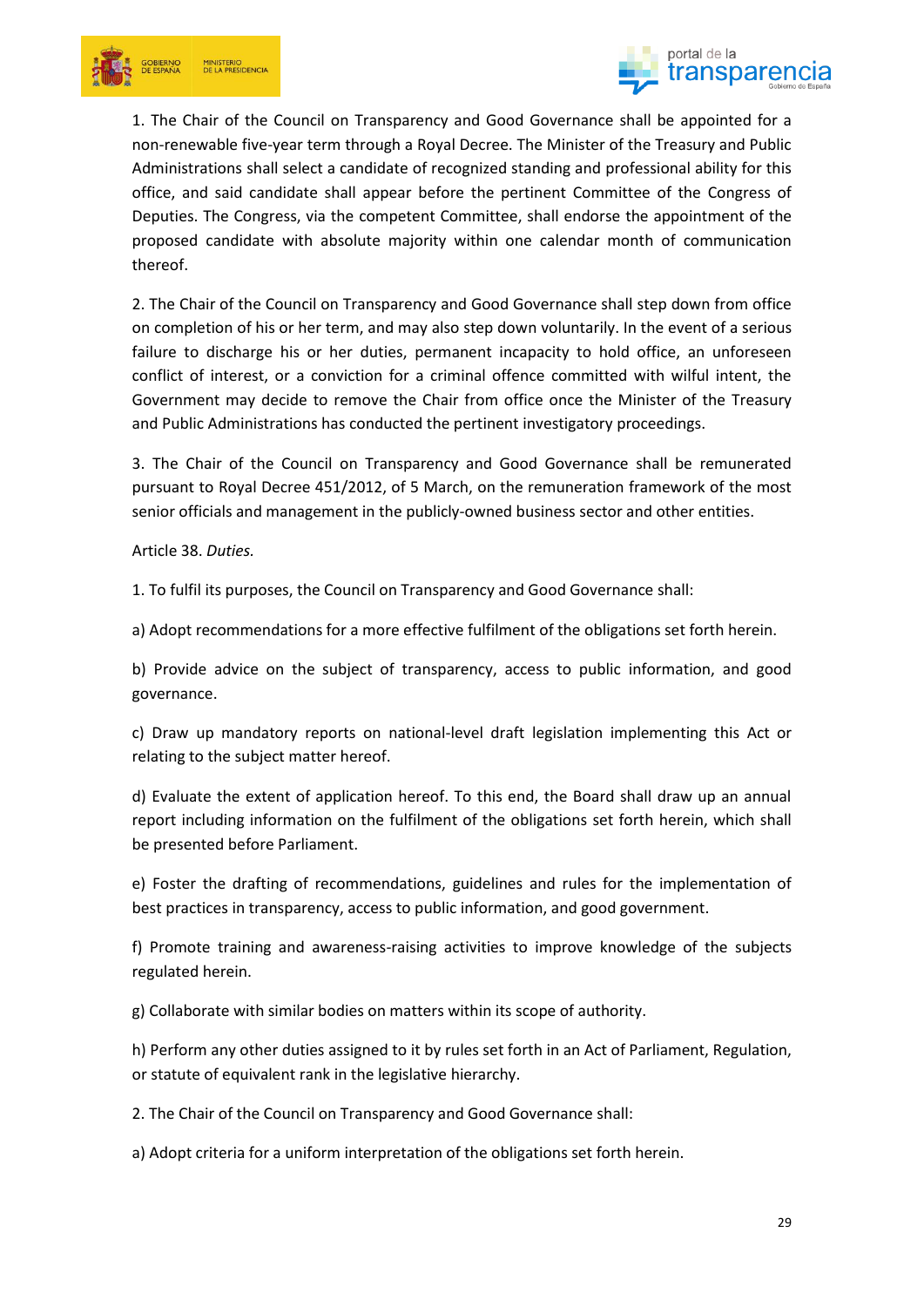1. The Chair of the Council on Transparency and Good Governance shall be appointed for a non-renewable five-year term through a Royal Decree. The Minister of the Treasury and Public Administrations shall select a candidate of recognized standing and professional ability for this office, and said candidate shall appear before the pertinent Committee of the Congress of Deputies. The Congress, via the competent Committee, shall endorse the appointment of the proposed candidate with absolute majority within one calendar month of communication thereof.

2. The Chair of the Council on Transparency and Good Governance shall step down from office on completion of his or her term, and may also step down voluntarily. In the event of a serious failure to discharge his or her duties, permanent incapacity to hold office, an unforeseen conflict of interest, or a conviction for a criminal offence committed with wilful intent, the Government may decide to remove the Chair from office once the Minister of the Treasury and Public Administrations has conducted the pertinent investigatory proceedings.

3. The Chair of the Council on Transparency and Good Governance shall be remunerated pursuant to Royal Decree 451/2012, of 5 March, on the remuneration framework of the most senior officials and management in the publicly-owned business sector and other entities.

Article 38. *Duties.*

1. To fulfil its purposes, the Council on Transparency and Good Governance shall:

a) Adopt recommendations for a more effective fulfilment of the obligations set forth herein.

b) Provide advice on the subject of transparency, access to public information, and good governance.

c) Draw up mandatory reports on national-level draft legislation implementing this Act or relating to the subject matter hereof.

d) Evaluate the extent of application hereof. To this end, the Board shall draw up an annual report including information on the fulfilment of the obligations set forth herein, which shall be presented before Parliament.

e) Foster the drafting of recommendations, guidelines and rules for the implementation of best practices in transparency, access to public information, and good government.

f) Promote training and awareness-raising activities to improve knowledge of the subjects regulated herein.

g) Collaborate with similar bodies on matters within its scope of authority.

h) Perform any other duties assigned to it by rules set forth in an Act of Parliament, Regulation, or statute of equivalent rank in the legislative hierarchy.

2. The Chair of the Council on Transparency and Good Governance shall:

a) Adopt criteria for a uniform interpretation of the obligations set forth herein.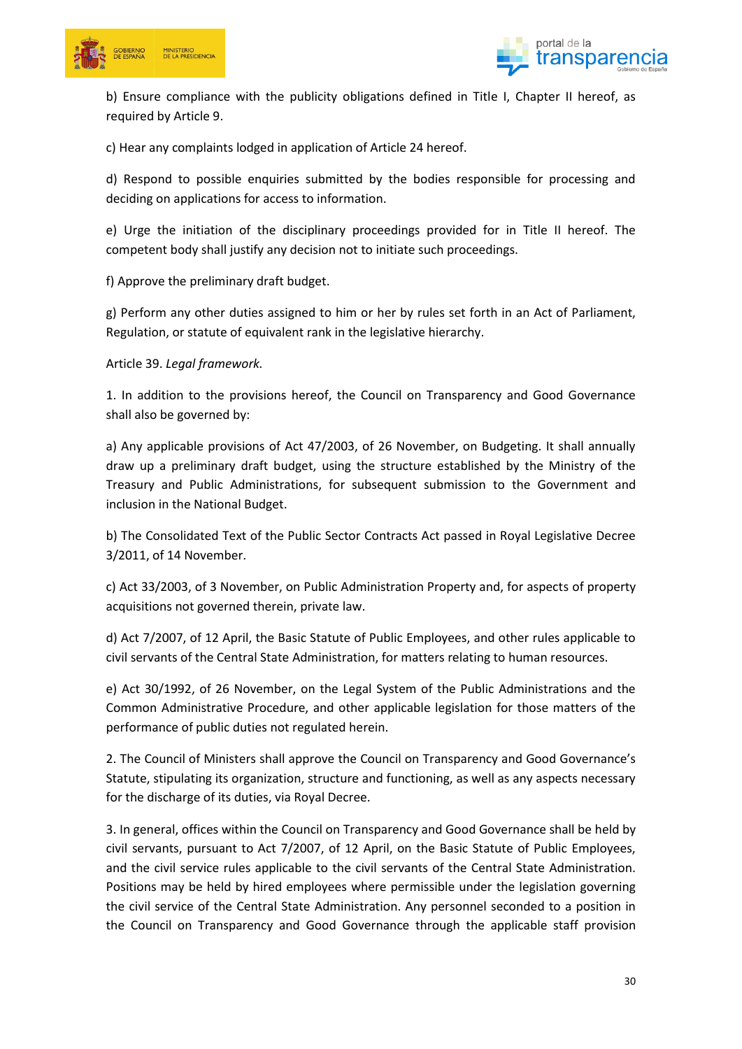b) Ensure compliance with the publicity obligations defined in Title I, Chapter II hereof, as required by Article 9.

c) Hear any complaints lodged in application of Article 24 hereof.

d) Respond to possible enquiries submitted by the bodies responsible for processing and deciding on applications for access to information.

e) Urge the initiation of the disciplinary proceedings provided for in Title II hereof. The competent body shall justify any decision not to initiate such proceedings.

f) Approve the preliminary draft budget.

g) Perform any other duties assigned to him or her by rules set forth in an Act of Parliament, Regulation, or statute of equivalent rank in the legislative hierarchy.

Article 39. *Legal framework.*

1. In addition to the provisions hereof, the Council on Transparency and Good Governance shall also be governed by:

a) Any applicable provisions of Act 47/2003, of 26 November, on Budgeting. It shall annually draw up a preliminary draft budget, using the structure established by the Ministry of the Treasury and Public Administrations, for subsequent submission to the Government and inclusion in the National Budget.

b) The Consolidated Text of the Public Sector Contracts Act passed in Royal Legislative Decree 3/2011, of 14 November.

c) Act 33/2003, of 3 November, on Public Administration Property and, for aspects of property acquisitions not governed therein, private law.

d) Act 7/2007, of 12 April, the Basic Statute of Public Employees, and other rules applicable to civil servants of the Central State Administration, for matters relating to human resources.

e) Act 30/1992, of 26 November, on the Legal System of the Public Administrations and the Common Administrative Procedure, and other applicable legislation for those matters of the performance of public duties not regulated herein.

2. The Council of Ministers shall approve the Council on Transparency and Good Governance's Statute, stipulating its organization, structure and functioning, as well as any aspects necessary for the discharge of its duties, via Royal Decree.

3. In general, offices within the Council on Transparency and Good Governance shall be held by civil servants, pursuant to Act 7/2007, of 12 April, on the Basic Statute of Public Employees, and the civil service rules applicable to the civil servants of the Central State Administration. Positions may be held by hired employees where permissible under the legislation governing the civil service of the Central State Administration. Any personnel seconded to a position in the Council on Transparency and Good Governance through the applicable staff provision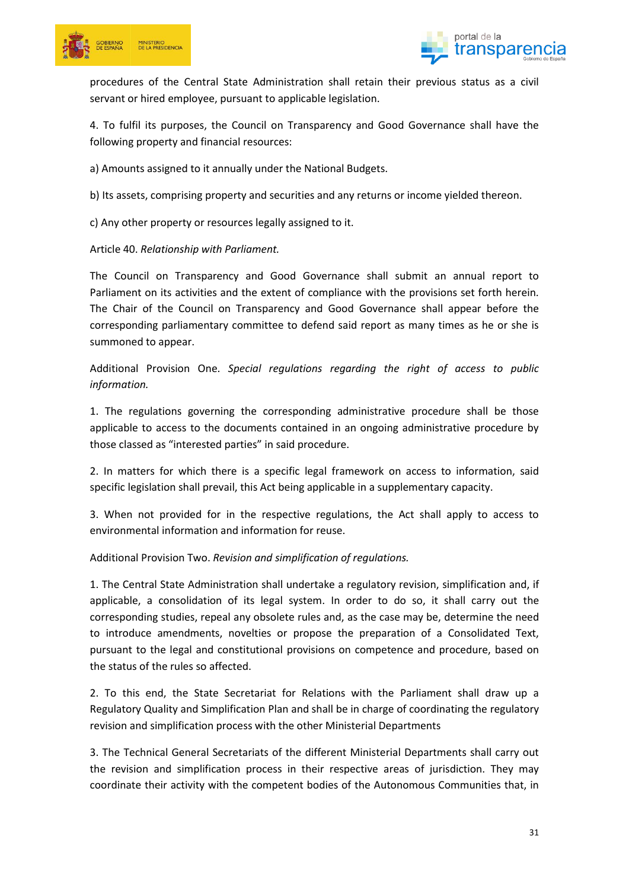procedures of the Central State Administration shall retain their previous status as a civil servant or hired employee, pursuant to applicable legislation.

4. To fulfil its purposes, the Council on Transparency and Good Governance shall have the following property and financial resources:

a) Amounts assigned to it annually under the National Budgets.

b) Its assets, comprising property and securities and any returns or income yielded thereon.

c) Any other property or resources legally assigned to it.

Article 40. *Relationship with Parliament.*

The Council on Transparency and Good Governance shall submit an annual report to Parliament on its activities and the extent of compliance with the provisions set forth herein. The Chair of the Council on Transparency and Good Governance shall appear before the corresponding parliamentary committee to defend said report as many times as he or she is summoned to appear.

Additional Provision One. *Special regulations regarding the right of access to public information.*

1. The regulations governing the corresponding administrative procedure shall be those applicable to access to the documents contained in an ongoing administrative procedure by those classed as "interested parties" in said procedure.

2. In matters for which there is a specific legal framework on access to information, said specific legislation shall prevail, this Act being applicable in a supplementary capacity.

3. When not provided for in the respective regulations, the Act shall apply to access to environmental information and information for reuse.

Additional Provision Two. *Revision and simplification of regulations.*

1. The Central State Administration shall undertake a regulatory revision, simplification and, if applicable, a consolidation of its legal system. In order to do so, it shall carry out the corresponding studies, repeal any obsolete rules and, as the case may be, determine the need to introduce amendments, novelties or propose the preparation of a Consolidated Text, pursuant to the legal and constitutional provisions on competence and procedure, based on the status of the rules so affected.

2. To this end, the State Secretariat for Relations with the Parliament shall draw up a Regulatory Quality and Simplification Plan and shall be in charge of coordinating the regulatory revision and simplification process with the other Ministerial Departments

3. The Technical General Secretariats of the different Ministerial Departments shall carry out the revision and simplification process in their respective areas of jurisdiction. They may coordinate their activity with the competent bodies of the Autonomous Communities that, in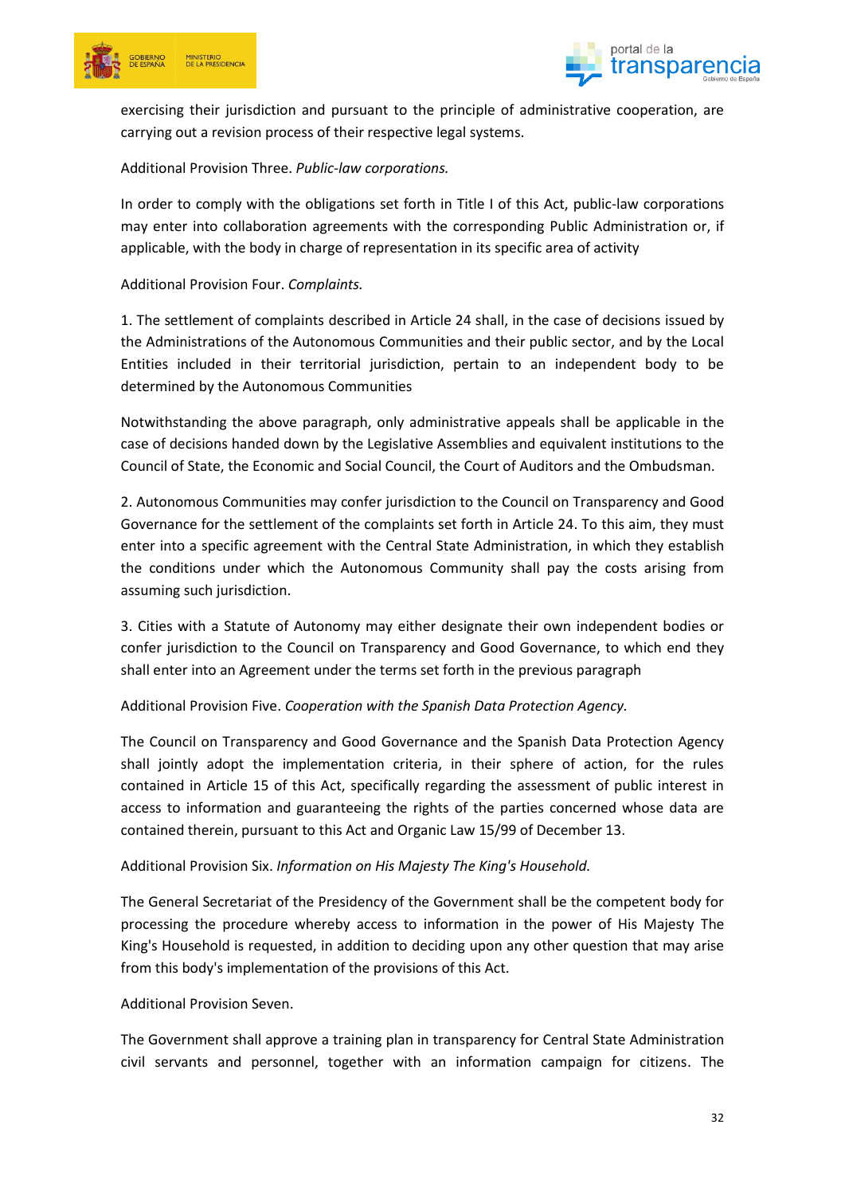exercising their jurisdiction and pursuant to the principle of administrative cooperation, are carrying out a revision process of their respective legal systems.

Additional Provision Three. *Public-law corporations.*

In order to comply with the obligations set forth in Title I of this Act, public-law corporations may enter into collaboration agreements with the corresponding Public Administration or, if applicable, with the body in charge of representation in its specific area of activity

Additional Provision Four. *Complaints.*

1. The settlement of complaints described in Article 24 shall, in the case of decisions issued by the Administrations of the Autonomous Communities and their public sector, and by the Local Entities included in their territorial jurisdiction, pertain to an independent body to be determined by the Autonomous Communities

Notwithstanding the above paragraph, only administrative appeals shall be applicable in the case of decisions handed down by the Legislative Assemblies and equivalent institutions to the Council of State, the Economic and Social Council, the Court of Auditors and the Ombudsman.

2. Autonomous Communities may confer jurisdiction to the Council on Transparency and Good Governance for the settlement of the complaints set forth in Article 24. To this aim, they must enter into a specific agreement with the Central State Administration, in which they establish the conditions under which the Autonomous Community shall pay the costs arising from assuming such jurisdiction.

3. Cities with a Statute of Autonomy may either designate their own independent bodies or confer jurisdiction to the Council on Transparency and Good Governance, to which end they shall enter into an Agreement under the terms set forth in the previous paragraph

Additional Provision Five. *Cooperation with the Spanish Data Protection Agency.*

The Council on Transparency and Good Governance and the Spanish Data Protection Agency shall jointly adopt the implementation criteria, in their sphere of action, for the rules contained in Article 15 of this Act, specifically regarding the assessment of public interest in access to information and guaranteeing the rights of the parties concerned whose data are contained therein, pursuant to this Act and Organic Law 15/99 of December 13.

Additional Provision Six. *Information on His Majesty The King's Household.*

The General Secretariat of the Presidency of the Government shall be the competent body for processing the procedure whereby access to information in the power of His Majesty The King's Household is requested, in addition to deciding upon any other question that may arise from this body's implementation of the provisions of this Act.

Additional Provision Seven.

The Government shall approve a training plan in transparency for Central State Administration civil servants and personnel, together with an information campaign for citizens. The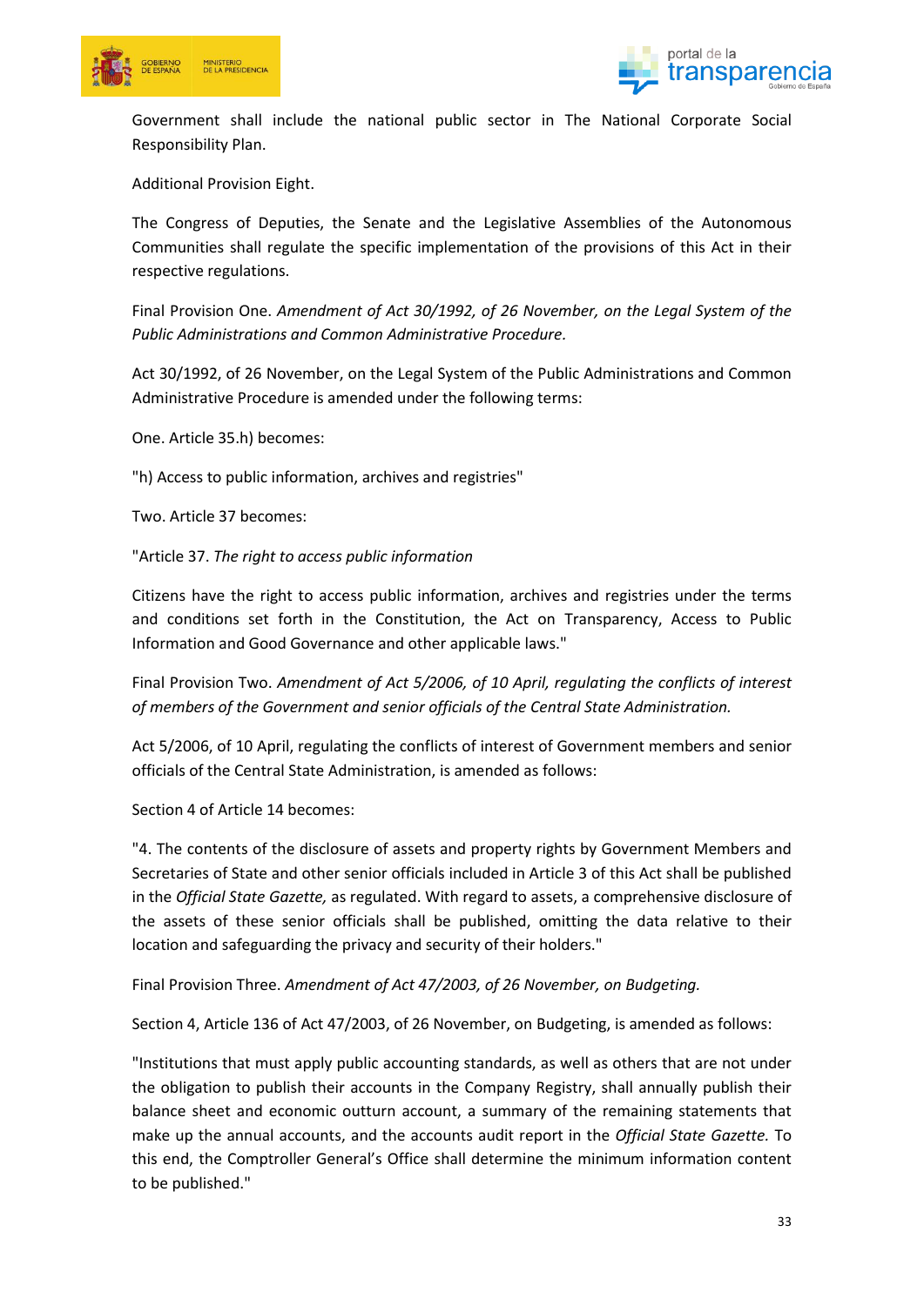Government shall include the national public sector in The National Corporate Social Responsibility Plan.

Additional Provision Eight.

The Congress of Deputies, the Senate and the Legislative Assemblies of the Autonomous Communities shall regulate the specific implementation of the provisions of this Act in their respective regulations.

Final Provision One. *Amendment of Act 30/1992, of 26 November, on the Legal System of the Public Administrations and Common Administrative Procedure.*

Act 30/1992, of 26 November, on the Legal System of the Public Administrations and Common Administrative Procedure is amended under the following terms:

One. Article 35.h) becomes:

"h) Access to public information, archives and registries"

Two. Article 37 becomes:

"Article 37. *The right to access public information*

Citizens have the right to access public information, archives and registries under the terms and conditions set forth in the Constitution, the Act on Transparency, Access to Public Information and Good Governance and other applicable laws."

Final Provision Two. *Amendment of Act 5/2006, of 10 April, regulating the conflicts of interest of members of the Government and senior officials of the Central State Administration.*

Act 5/2006, of 10 April, regulating the conflicts of interest of Government members and senior officials of the Central State Administration, is amended as follows:

Section 4 of Article 14 becomes:

"4. The contents of the disclosure of assets and property rights by Government Members and Secretaries of State and other senior officials included in Article 3 of this Act shall be published in the *Official State Gazette,* as regulated. With regard to assets, a comprehensive disclosure of the assets of these senior officials shall be published, omitting the data relative to their location and safeguarding the privacy and security of their holders."

Final Provision Three. *Amendment of Act 47/2003, of 26 November, on Budgeting.*

Section 4, Article 136 of Act 47/2003, of 26 November, on Budgeting, is amended as follows:

"Institutions that must apply public accounting standards, as well as others that are not under the obligation to publish their accounts in the Company Registry, shall annually publish their balance sheet and economic outturn account, a summary of the remaining statements that make up the annual accounts, and the accounts audit report in the *Official State Gazette.* To this end, the Comptroller General's Office shall determine the minimum information content to be published."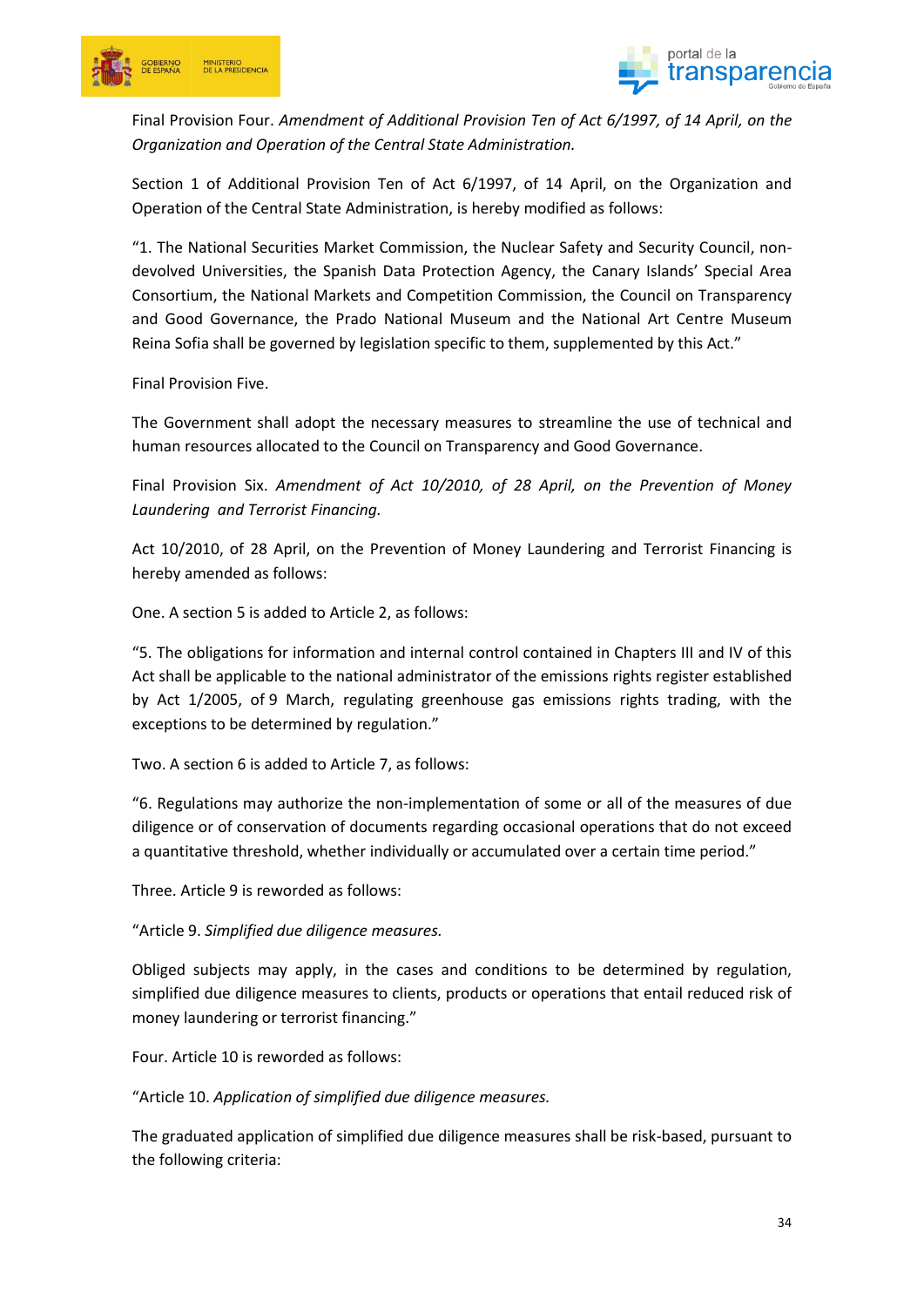Final Provision Four. *Amendment of Additional Provision Ten of Act 6/1997, of 14 April, on the Organization and Operation of the Central State Administration.*

Section 1 of Additional Provision Ten of Act 6/1997, of 14 April, on the Organization and Operation of the Central State Administration, is hereby modified as follows:

"1. The National Securities Market Commission, the Nuclear Safety and Security Council, non-devolved Universities, the Spanish Data Protection Agency, the Canary Islands' Special Area Consortium, the National Markets and Competition Commission, the Council on Transparency and Good Governance, the Prado National Museum and the National Art Centre Museum Reina Sofia shall be governed by legislation specific to them, supplemented by this Act."

Final Provision Five.

The Government shall adopt the necessary measures to streamline the use of technical and human resources allocated to the Council on Transparency and Good Governance.

Final Provision Six. *Amendment of Act 10/2010, of 28 April, on the Prevention of Money Laundering and Terrorist Financing.*

Act 10/2010, of 28 April, on the Prevention of Money Laundering and Terrorist Financing is hereby amended as follows:

One. A section 5 is added to Article 2, as follows:

"5. The obligations for information and internal control contained in Chapters III and IV of this Act shall be applicable to the national administrator of the emissions rights register established by Act 1/2005, of 9 March, regulating greenhouse gas emissions rights trading, with the exceptions to be determined by regulation."

Two. A section 6 is added to Article 7, as follows:

"6. Regulations may authorize the non-implementation of some or all of the measures of due diligence or of conservation of documents regarding occasional operations that do not exceed a quantitative threshold, whether individually or accumulated over a certain time period."

Three. Article 9 is reworded as follows:

"Article 9. *Simplified due diligence measures.*

Obliged subjects may apply, in the cases and conditions to be determined by regulation, simplified due diligence measures to clients, products or operations that entail reduced risk of money laundering or terrorist financing."

Four. Article 10 is reworded as follows:

"Article 10. *Application of simplified due diligence measures.*

The graduated application of simplified due diligence measures shall be risk-based, pursuant to the following criteria: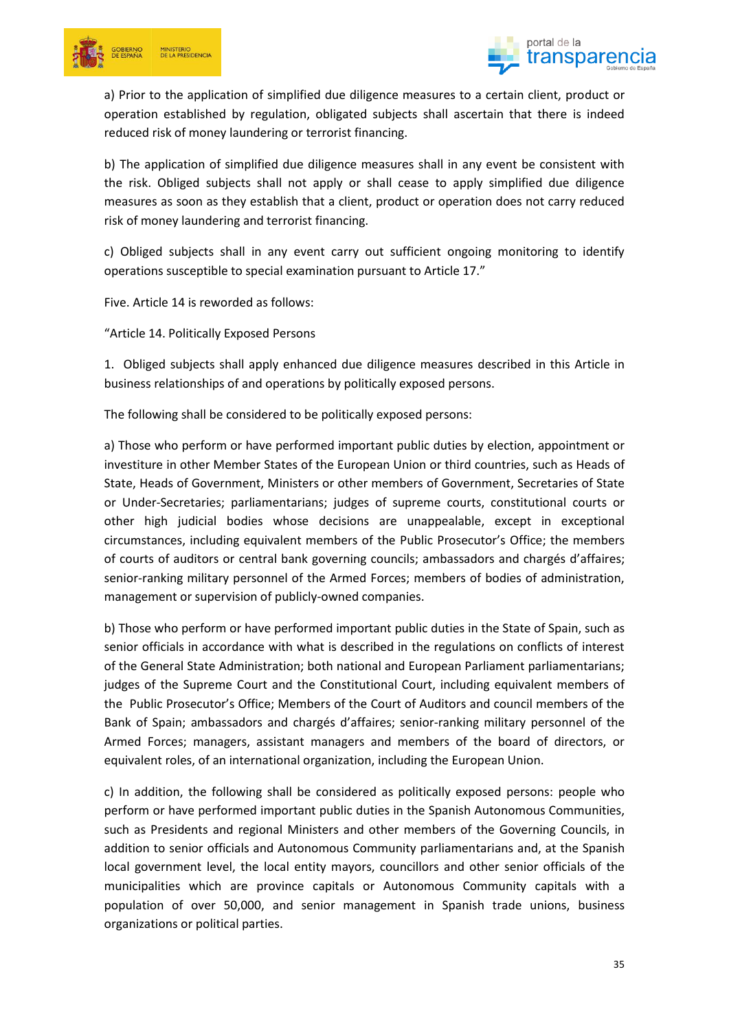a) Prior to the application of simplified due diligence measures to a certain client, product or operation established by regulation, obligated subjects shall ascertain that there is indeed reduced risk of money laundering or terrorist financing.

b) The application of simplified due diligence measures shall in any event be consistent with the risk. Obliged subjects shall not apply or shall cease to apply simplified due diligence measures as soon as they establish that a client, product or operation does not carry reduced risk of money laundering and terrorist financing.

c) Obliged subjects shall in any event carry out sufficient ongoing monitoring to identify operations susceptible to special examination pursuant to Article 17."

Five. Article 14 is reworded as follows:

"Article 14. Politically Exposed Persons

1. Obliged subjects shall apply enhanced due diligence measures described in this Article in business relationships of and operations by politically exposed persons.

The following shall be considered to be politically exposed persons:

a) Those who perform or have performed important public duties by election, appointment or investiture in other Member States of the European Union or third countries, such as Heads of State, Heads of Government, Ministers or other members of Government, Secretaries of State or Under-Secretaries; parliamentarians; judges of supreme courts, constitutional courts or other high judicial bodies whose decisions are unappealable, except in exceptional circumstances, including equivalent members of the Public Prosecutor's Office; the members of courts of auditors or central bank governing councils; ambassadors and chargés d'affaires; senior-ranking military personnel of the Armed Forces; members of bodies of administration, management or supervision of publicly-owned companies.

b) Those who perform or have performed important public duties in the State of Spain, such as senior officials in accordance with what is described in the regulations on conflicts of interest of the General State Administration; both national and European Parliament parliamentarians; judges of the Supreme Court and the Constitutional Court, including equivalent members of the Public Prosecutor's Office; Members of the Court of Auditors and council members of the Bank of Spain; ambassadors and chargés d'affaires; senior-ranking military personnel of the Armed Forces; managers, assistant managers and members of the board of directors, or equivalent roles, of an international organization, including the European Union.

c) In addition, the following shall be considered as politically exposed persons: people who perform or have performed important public duties in the Spanish Autonomous Communities, such as Presidents and regional Ministers and other members of the Governing Councils, in addition to senior officials and Autonomous Community parliamentarians and, at the Spanish local government level, the local entity mayors, councillors and other senior officials of the municipalities which are province capitals or Autonomous Community capitals with a population of over 50,000, and senior management in Spanish trade unions, business organizations or political parties.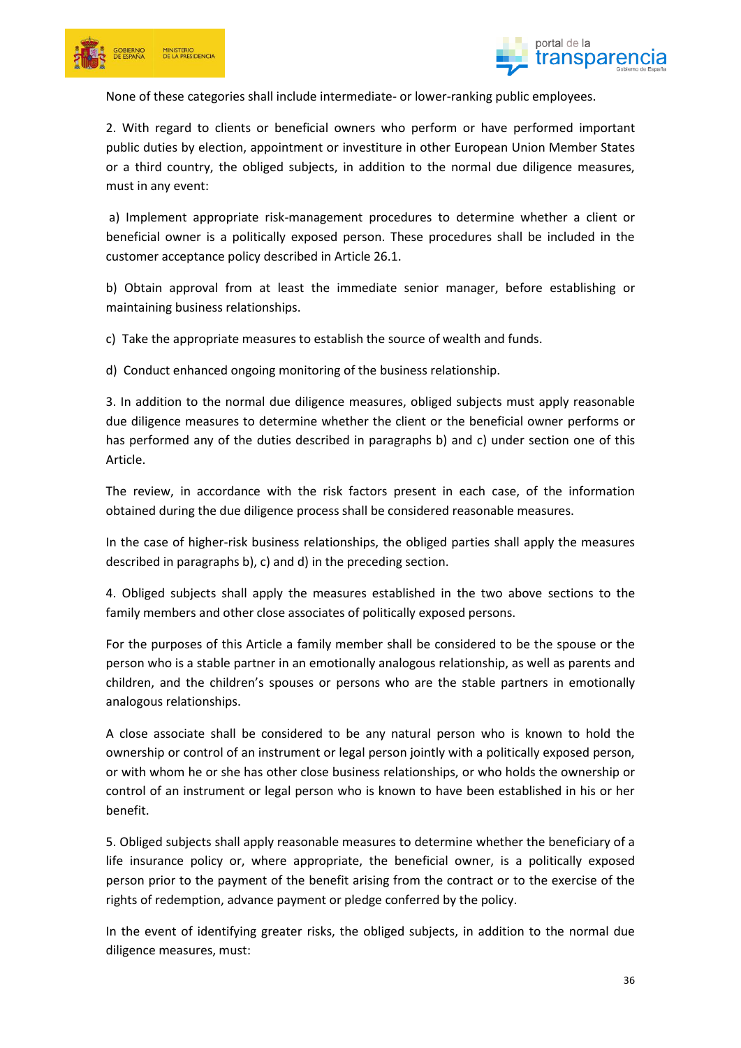None of these categories shall include intermediate- or lower-ranking public employees.

2. With regard to clients or beneficial owners who perform or have performed important public duties by election, appointment or investiture in other European Union Member States or a third country, the obliged subjects, in addition to the normal due diligence measures, must in any event:

a) Implement appropriate risk-management procedures to determine whether a client or beneficial owner is a politically exposed person. These procedures shall be included in the customer acceptance policy described in Article 26.1.

b) Obtain approval from at least the immediate senior manager, before establishing or maintaining business relationships.

c) Take the appropriate measures to establish the source of wealth and funds.

d) Conduct enhanced ongoing monitoring of the business relationship.

3. In addition to the normal due diligence measures, obliged subjects must apply reasonable due diligence measures to determine whether the client or the beneficial owner performs or has performed any of the duties described in paragraphs b) and c) under section one of this Article.

The review, in accordance with the risk factors present in each case, of the information obtained during the due diligence process shall be considered reasonable measures.

In the case of higher-risk business relationships, the obliged parties shall apply the measures described in paragraphs b), c) and d) in the preceding section.

4. Obliged subjects shall apply the measures established in the two above sections to the family members and other close associates of politically exposed persons.

For the purposes of this Article a family member shall be considered to be the spouse or the person who is a stable partner in an emotionally analogous relationship, as well as parents and children, and the children's spouses or persons who are the stable partners in emotionally analogous relationships.

A close associate shall be considered to be any natural person who is known to hold the ownership or control of an instrument or legal person jointly with a politically exposed person, or with whom he or she has other close business relationships, or who holds the ownership or control of an instrument or legal person who is known to have been established in his or her benefit.

5. Obliged subjects shall apply reasonable measures to determine whether the beneficiary of a life insurance policy or, where appropriate, the beneficial owner, is a politically exposed person prior to the payment of the benefit arising from the contract or to the exercise of the rights of redemption, advance payment or pledge conferred by the policy.

In the event of identifying greater risks, the obliged subjects, in addition to the normal due diligence measures, must: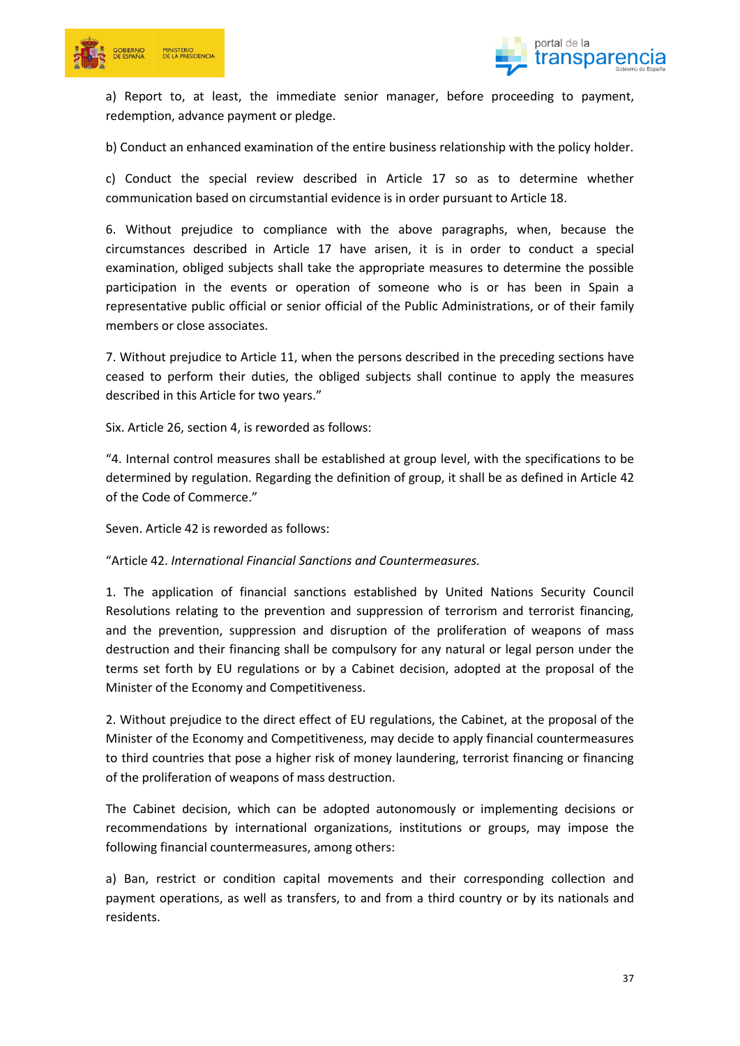a) Report to, at least, the immediate senior manager, before proceeding to payment, redemption, advance payment or pledge.

b) Conduct an enhanced examination of the entire business relationship with the policy holder.

c) Conduct the special review described in Article 17 so as to determine whether communication based on circumstantial evidence is in order pursuant to Article 18.

6. Without prejudice to compliance with the above paragraphs, when, because the circumstances described in Article 17 have arisen, it is in order to conduct a special examination, obliged subjects shall take the appropriate measures to determine the possible participation in the events or operation of someone who is or has been in Spain a representative public official or senior official of the Public Administrations, or of their family members or close associates.

7. Without prejudice to Article 11, when the persons described in the preceding sections have ceased to perform their duties, the obliged subjects shall continue to apply the measures described in this Article for two years."

Six. Article 26, section 4, is reworded as follows:

"4. Internal control measures shall be established at group level, with the specifications to be determined by regulation. Regarding the definition of group, it shall be as defined in Article 42 of the Code of Commerce."

Seven. Article 42 is reworded as follows:

"Article 42. *International Financial Sanctions and Countermeasures.*

1. The application of financial sanctions established by United Nations Security Council Resolutions relating to the prevention and suppression of terrorism and terrorist financing, and the prevention, suppression and disruption of the proliferation of weapons of mass destruction and their financing shall be compulsory for any natural or legal person under the terms set forth by EU regulations or by a Cabinet decision, adopted at the proposal of the Minister of the Economy and Competitiveness.

2. Without prejudice to the direct effect of EU regulations, the Cabinet, at the proposal of the Minister of the Economy and Competitiveness, may decide to apply financial countermeasures to third countries that pose a higher risk of money laundering, terrorist financing or financing of the proliferation of weapons of mass destruction.

The Cabinet decision, which can be adopted autonomously or implementing decisions or recommendations by international organizations, institutions or groups, may impose the following financial countermeasures, among others:

a) Ban, restrict or condition capital movements and their corresponding collection and payment operations, as well as transfers, to and from a third country or by its nationals and residents.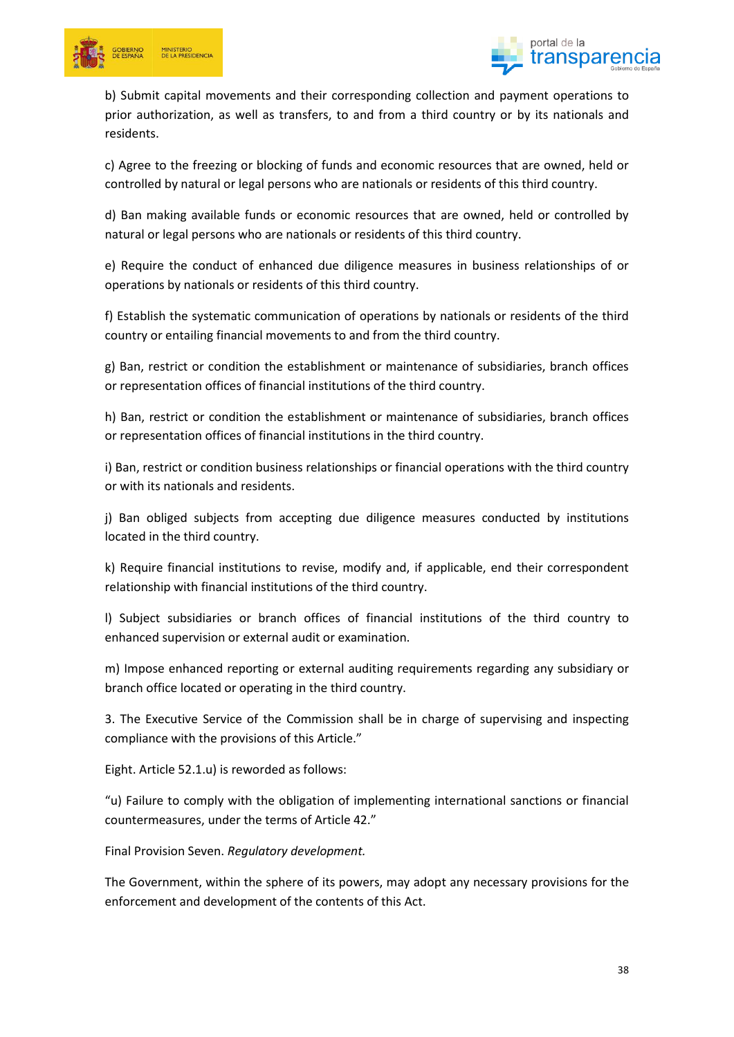b) Submit capital movements and their corresponding collection and payment operations to prior authorization, as well as transfers, to and from a third country or by its nationals and residents.

c) Agree to the freezing or blocking of funds and economic resources that are owned, held or controlled by natural or legal persons who are nationals or residents of this third country.

d) Ban making available funds or economic resources that are owned, held or controlled by natural or legal persons who are nationals or residents of this third country.

e) Require the conduct of enhanced due diligence measures in business relationships of or operations by nationals or residents of this third country.

f) Establish the systematic communication of operations by nationals or residents of the third country or entailing financial movements to and from the third country.

g) Ban, restrict or condition the establishment or maintenance of subsidiaries, branch offices or representation offices of financial institutions of the third country.

h) Ban, restrict or condition the establishment or maintenance of subsidiaries, branch offices or representation offices of financial institutions in the third country.

i) Ban, restrict or condition business relationships or financial operations with the third country or with its nationals and residents.

j) Ban obliged subjects from accepting due diligence measures conducted by institutions located in the third country.

k) Require financial institutions to revise, modify and, if applicable, end their correspondent relationship with financial institutions of the third country.

l) Subject subsidiaries or branch offices of financial institutions of the third country to enhanced supervision or external audit or examination.

m) Impose enhanced reporting or external auditing requirements regarding any subsidiary or branch office located or operating in the third country.

3. The Executive Service of the Commission shall be in charge of supervising and inspecting compliance with the provisions of this Article."

Eight. Article 52.1.u) is reworded as follows:

"u) Failure to comply with the obligation of implementing international sanctions or financial countermeasures, under the terms of Article 42."

Final Provision Seven. *Regulatory development.*

The Government, within the sphere of its powers, may adopt any necessary provisions for the enforcement and development of the contents of this Act.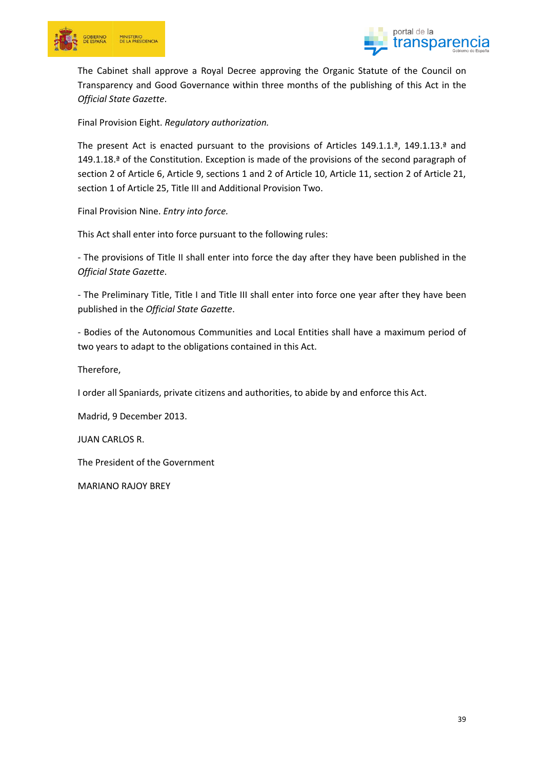The Cabinet shall approve a Royal Decree approving the Organic Statute of the Council on Transparency and Good Governance within three months of the publishing of this Act in the *Official State Gazette*.

Final Provision Eight. *Regulatory authorization.*

The present Act is enacted pursuant to the provisions of Articles 149.1.1.ª, 149.1.13.ª and 149.1.18.ª of the Constitution. Exception is made of the provisions of the second paragraph of section 2 of Article 6, Article 9, sections 1 and 2 of Article 10, Article 11, section 2 of Article 21, section 1 of Article 25, Title III and Additional Provision Two.

Final Provision Nine. *Entry into force.*

This Act shall enter into force pursuant to the following rules:

- The provisions of Title II shall enter into force the day after they have been published in the *Official State Gazette*.

- The Preliminary Title, Title I and Title III shall enter into force one year after they have been published in the *Official State Gazette*.

- Bodies of the Autonomous Communities and Local Entities shall have a maximum period of two years to adapt to the obligations contained in this Act.

Therefore,

I order all Spaniards, private citizens and authorities, to abide by and enforce this Act.

Madrid, 9 December 2013.

JUAN CARLOS R.

The President of the Government

MARIANO RAJOY BREY